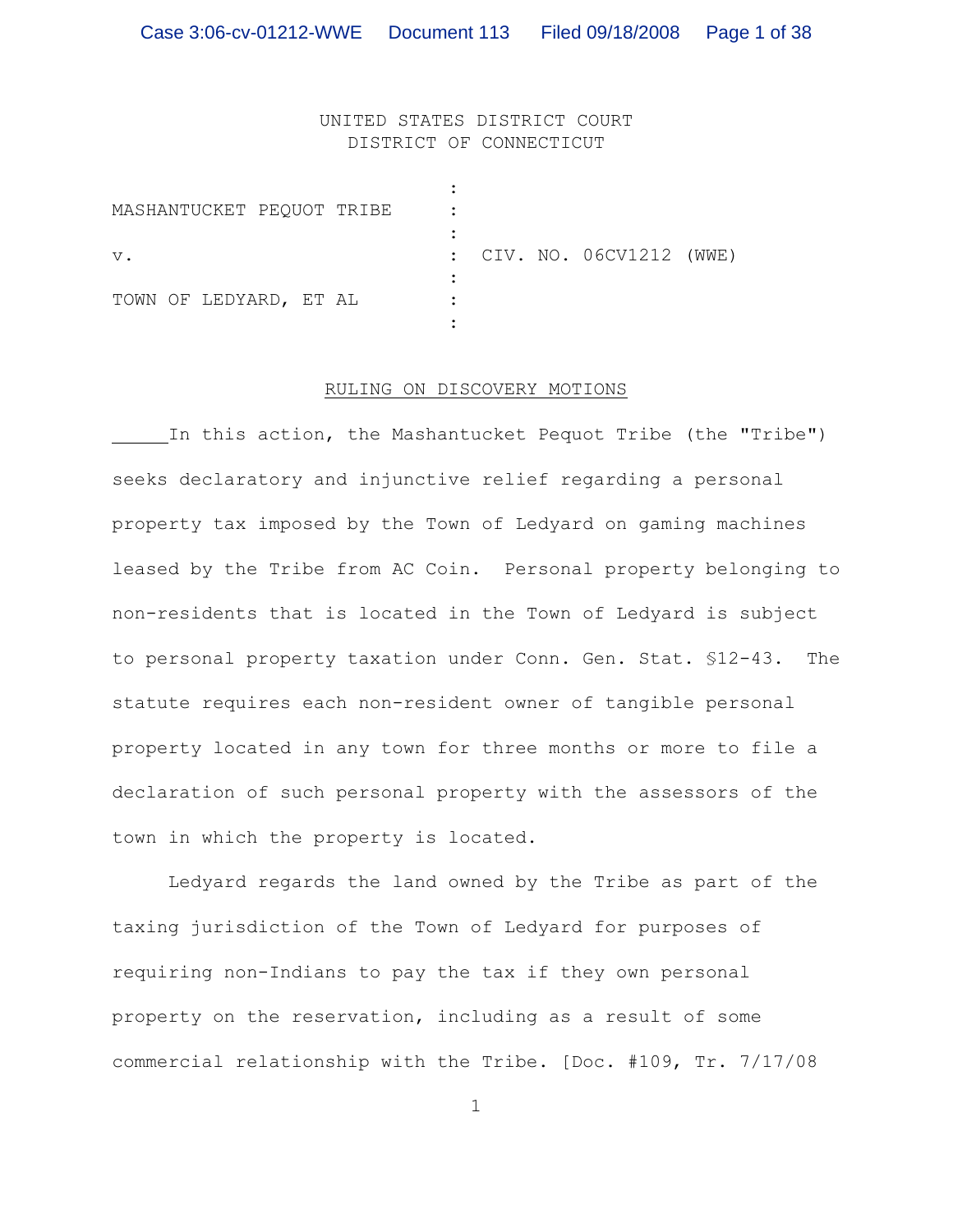UNITED STATES DISTRICT COURT
DISTRICT OF CONNECTICUT

MASHANTUCKET PEQUOT TRIBE :

v. : CIV. NO. 06CV1212 (WWE)

TOWN OF LEDYARD, ET AL :

RULING ON DISCOVERY MOTIONS

In this action, the Mashantucket Pequot Tribe (the "Tribe") seeks declaratory and injunctive relief regarding a personal property tax imposed by the Town of Ledyard on gaming machines leased by the Tribe from AC Coin. Personal property belonging to non-residents that is located in the Town of Ledyard is subject to personal property taxation under Conn. Gen. Stat. §12-43. The statute requires each non-resident owner of tangible personal property located in any town for three months or more to file a declaration of such personal property with the assessors of the town in which the property is located.

Ledyard regards the land owned by the Tribe as part of the taxing jurisdiction of the Town of Ledyard for purposes of requiring non-Indians to pay the tax if they own personal property on the reservation, including as a result of some commercial relationship with the Tribe. [Doc. #109, Tr. 7/17/08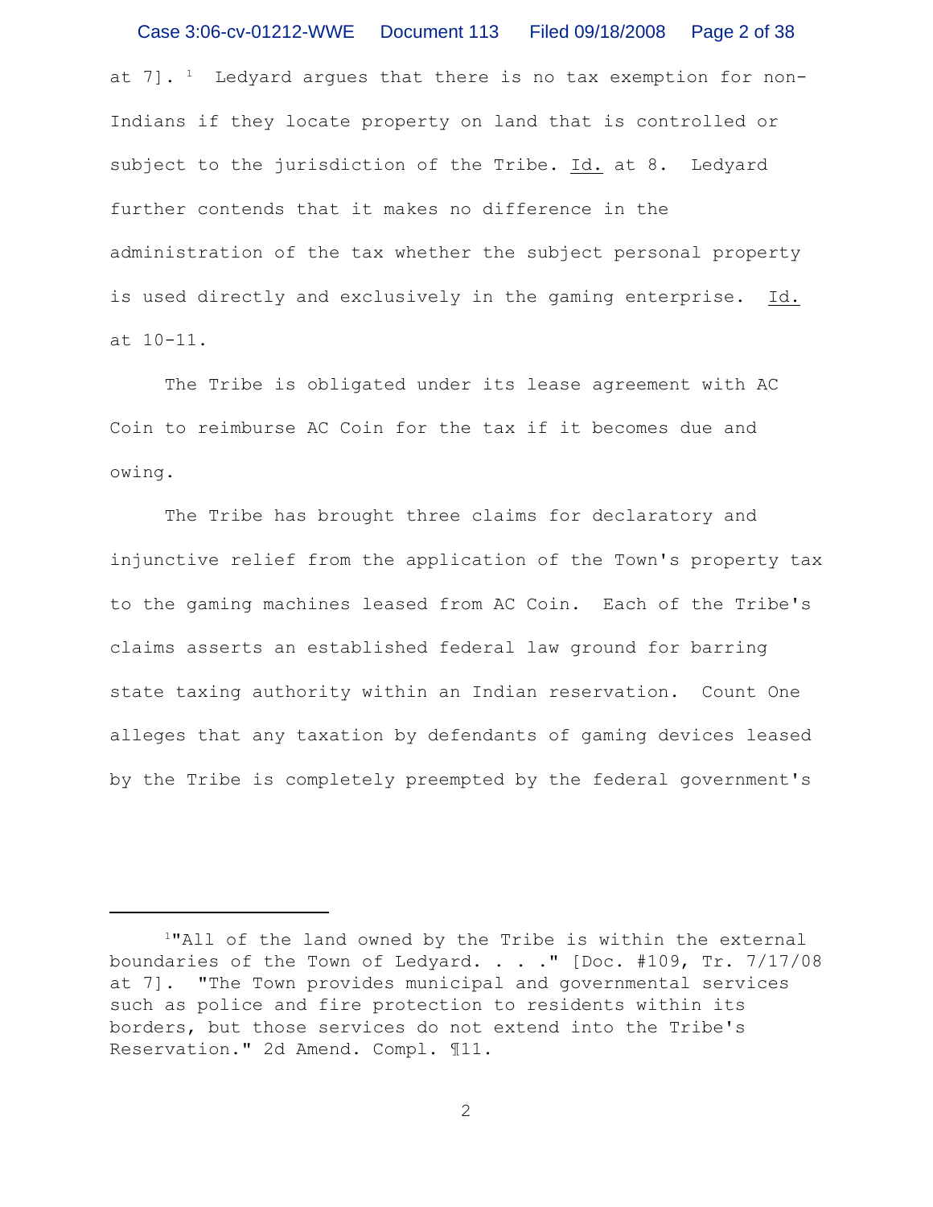at 7]. [1] Ledyard argues that there is no tax exemption for non-Indians if they locate property on land that is controlled or subject to the jurisdiction of the Tribe. Id. at 8. Ledyard further contends that it makes no difference in the administration of the tax whether the subject personal property is used directly and exclusively in the gaming enterprise. Id. at 10-11.

The Tribe is obligated under its lease agreement with AC Coin to reimburse AC Coin for the tax if it becomes due and owing.

The Tribe has brought three claims for declaratory and injunctive relief from the application of the Town's property tax to the gaming machines leased from AC Coin. Each of the Tribe's claims asserts an established federal law ground for barring state taxing authority within an Indian reservation. Count One alleges that any taxation by defendants of gaming devices leased by the Tribe is completely preempted by the federal government's

---

[1] "All of the land owned by the Tribe is within the external boundaries of the Town of Ledyard. . . ." [Doc. #109, Tr. 7/17/08 at 7]. "The Town provides municipal and governmental services such as police and fire protection to residents within its borders, but those services do not extend into the Tribe's Reservation." 2d Amend. Compl. ¶11.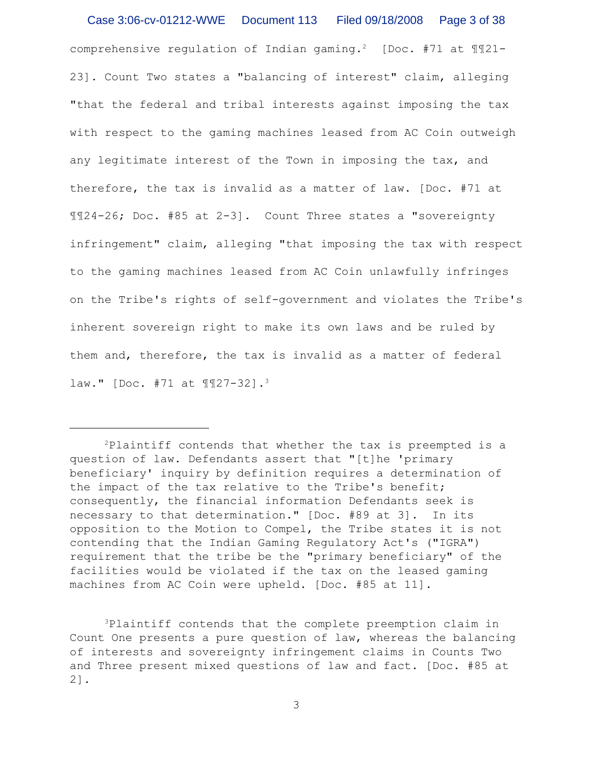comprehensive regulation of Indian gaming.[2] [Doc. #71 at ¶¶21-23]. Count Two states a "balancing of interest" claim, alleging "that the federal and tribal interests against imposing the tax with respect to the gaming machines leased from AC Coin outweigh any legitimate interest of the Town in imposing the tax, and therefore, the tax is invalid as a matter of law. [Doc. #71 at ¶¶24-26; Doc. #85 at 2-3]. Count Three states a "sovereignty infringement" claim, alleging "that imposing the tax with respect to the gaming machines leased from AC Coin unlawfully infringes on the Tribe's rights of self-government and violates the Tribe's inherent sovereign right to make its own laws and be ruled by them and, therefore, the tax is invalid as a matter of federal law." [Doc. #71 at ¶¶27-32].[3]

---

[2]Plaintiff contends that whether the tax is preempted is a question of law. Defendants assert that "[t]he 'primary beneficiary' inquiry by definition requires a determination of the impact of the tax relative to the Tribe's benefit; consequently, the financial information Defendants seek is necessary to that determination." [Doc. #89 at 3]. In its opposition to the Motion to Compel, the Tribe states it is not contending that the Indian Gaming Regulatory Act's ("IGRA") requirement that the tribe be the "primary beneficiary" of the facilities would be violated if the tax on the leased gaming machines from AC Coin were upheld. [Doc. #85 at 11].

[3]Plaintiff contends that the complete preemption claim in Count One presents a pure question of law, whereas the balancing of interests and sovereignty infringement claims in Counts Two and Three present mixed questions of law and fact. [Doc. #85 at 2].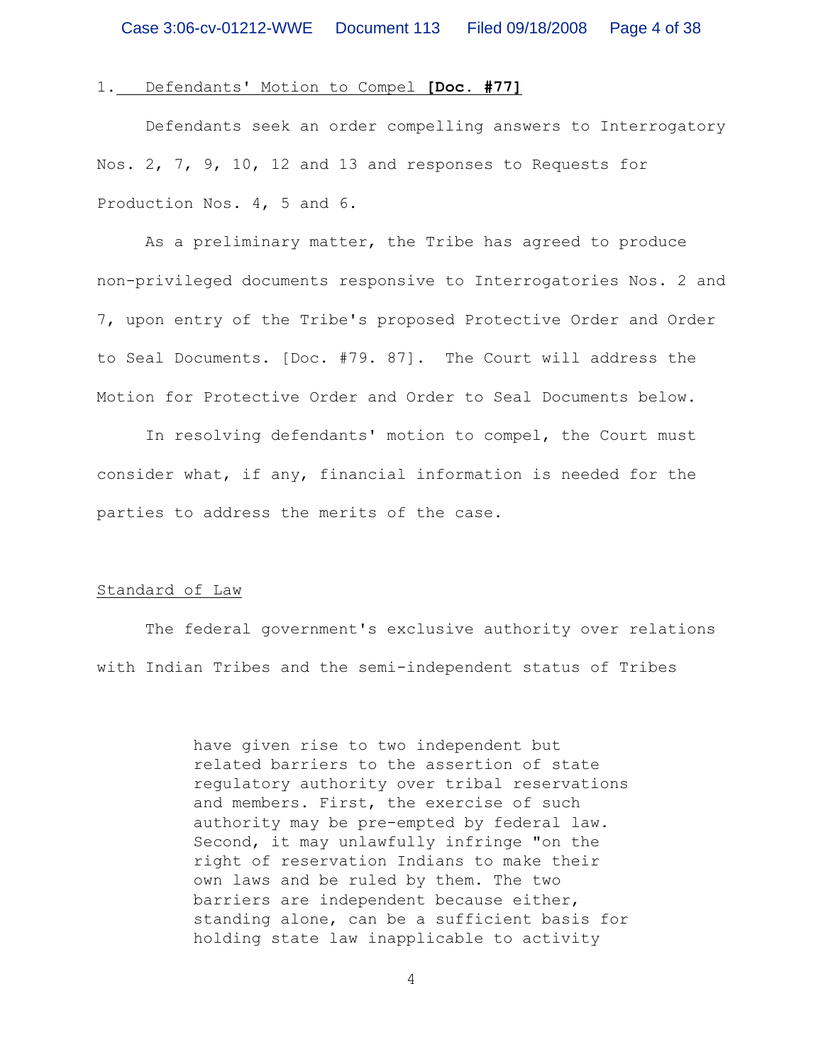1. <u>Defendants' Motion to Compel</u> **[Doc. #77]**

Defendants seek an order compelling answers to Interrogatory Nos. 2, 7, 9, 10, 12 and 13 and responses to Requests for Production Nos. 4, 5 and 6.

As a preliminary matter, the Tribe has agreed to produce non-privileged documents responsive to Interrogatories Nos. 2 and 7, upon entry of the Tribe's proposed Protective Order and Order to Seal Documents. [Doc. #79. 87]. The Court will address the Motion for Protective Order and Order to Seal Documents below.

In resolving defendants' motion to compel, the Court must consider what, if any, financial information is needed for the parties to address the merits of the case.

<u>Standard of Law</u>

The federal government's exclusive authority over relations with Indian Tribes and the semi-independent status of Tribes

> have given rise to two independent but related barriers to the assertion of state regulatory authority over tribal reservations and members. First, the exercise of such authority may be pre-empted by federal law. Second, it may unlawfully infringe "on the right of reservation Indians to make their own laws and be ruled by them. The two barriers are independent because either, standing alone, can be a sufficient basis for holding state law inapplicable to activity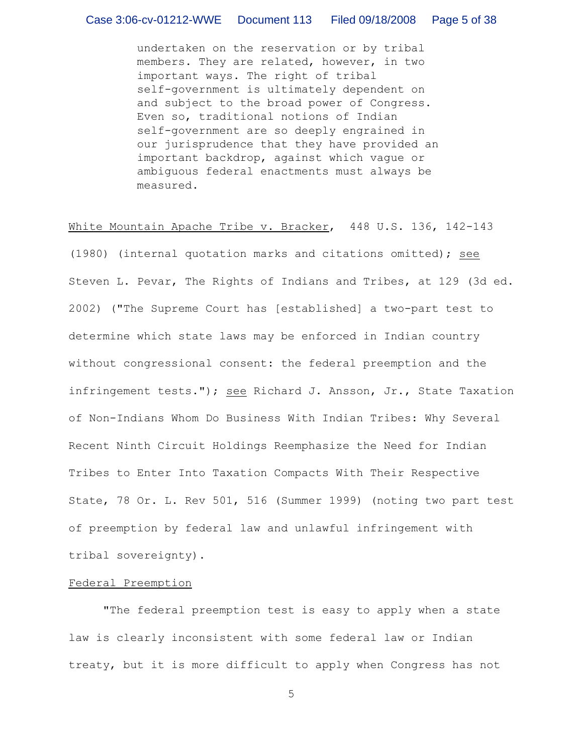> undertaken on the reservation or by tribal members. They are related, however, in two important ways. The right of tribal self-government is ultimately dependent on and subject to the broad power of Congress. Even so, traditional notions of Indian self-government are so deeply engrained in our jurisprudence that they have provided an important backdrop, against which vague or ambiguous federal enactments must always be measured.

White Mountain Apache Tribe v. Bracker, 448 U.S. 136, 142-143 (1980) (internal quotation marks and citations omitted); see Steven L. Pevar, The Rights of Indians and Tribes, at 129 (3d ed. 2002) ("The Supreme Court has [established] a two-part test to determine which state laws may be enforced in Indian country without congressional consent: the federal preemption and the infringement tests."); see Richard J. Ansson, Jr., State Taxation of Non-Indians Whom Do Business With Indian Tribes: Why Several Recent Ninth Circuit Holdings Reemphasize the Need for Indian Tribes to Enter Into Taxation Compacts With Their Respective State, 78 Or. L. Rev 501, 516 (Summer 1999) (noting two part test of preemption by federal law and unlawful infringement with tribal sovereignty).

Federal Preemption

"The federal preemption test is easy to apply when a state law is clearly inconsistent with some federal law or Indian treaty, but it is more difficult to apply when Congress has not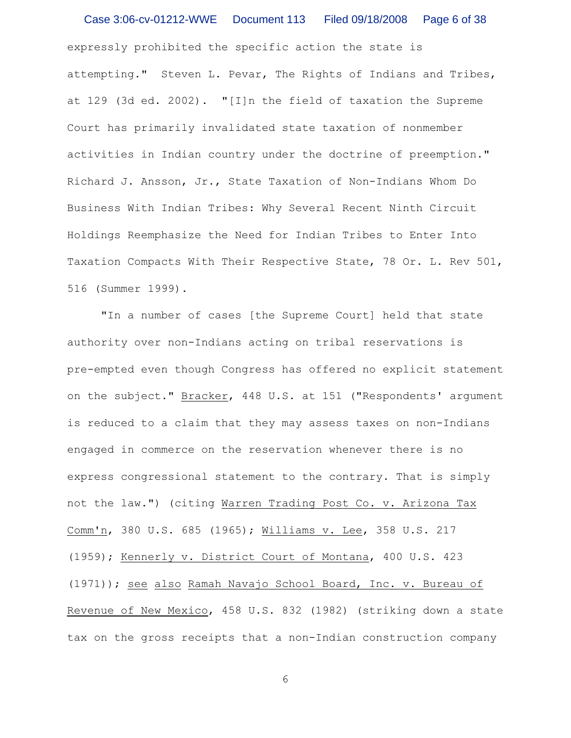expressly prohibited the specific action the state is attempting." Steven L. Pevar, The Rights of Indians and Tribes, at 129 (3d ed. 2002). "[I]n the field of taxation the Supreme Court has primarily invalidated state taxation of nonmember activities in Indian country under the doctrine of preemption." Richard J. Ansson, Jr., State Taxation of Non-Indians Whom Do Business With Indian Tribes: Why Several Recent Ninth Circuit Holdings Reemphasize the Need for Indian Tribes to Enter Into Taxation Compacts With Their Respective State, 78 Or. L. Rev 501, 516 (Summer 1999).

"In a number of cases [the Supreme Court] held that state authority over non-Indians acting on tribal reservations is pre-empted even though Congress has offered no explicit statement on the subject." Bracker, 448 U.S. at 151 ("Respondents' argument is reduced to a claim that they may assess taxes on non-Indians engaged in commerce on the reservation whenever there is no express congressional statement to the contrary. That is simply not the law.") (citing Warren Trading Post Co. v. Arizona Tax Comm'n, 380 U.S. 685 (1965); Williams v. Lee, 358 U.S. 217 (1959); Kennerly v. District Court of Montana, 400 U.S. 423 (1971)); see also Ramah Navajo School Board, Inc. v. Bureau of Revenue of New Mexico, 458 U.S. 832 (1982) (striking down a state tax on the gross receipts that a non-Indian construction company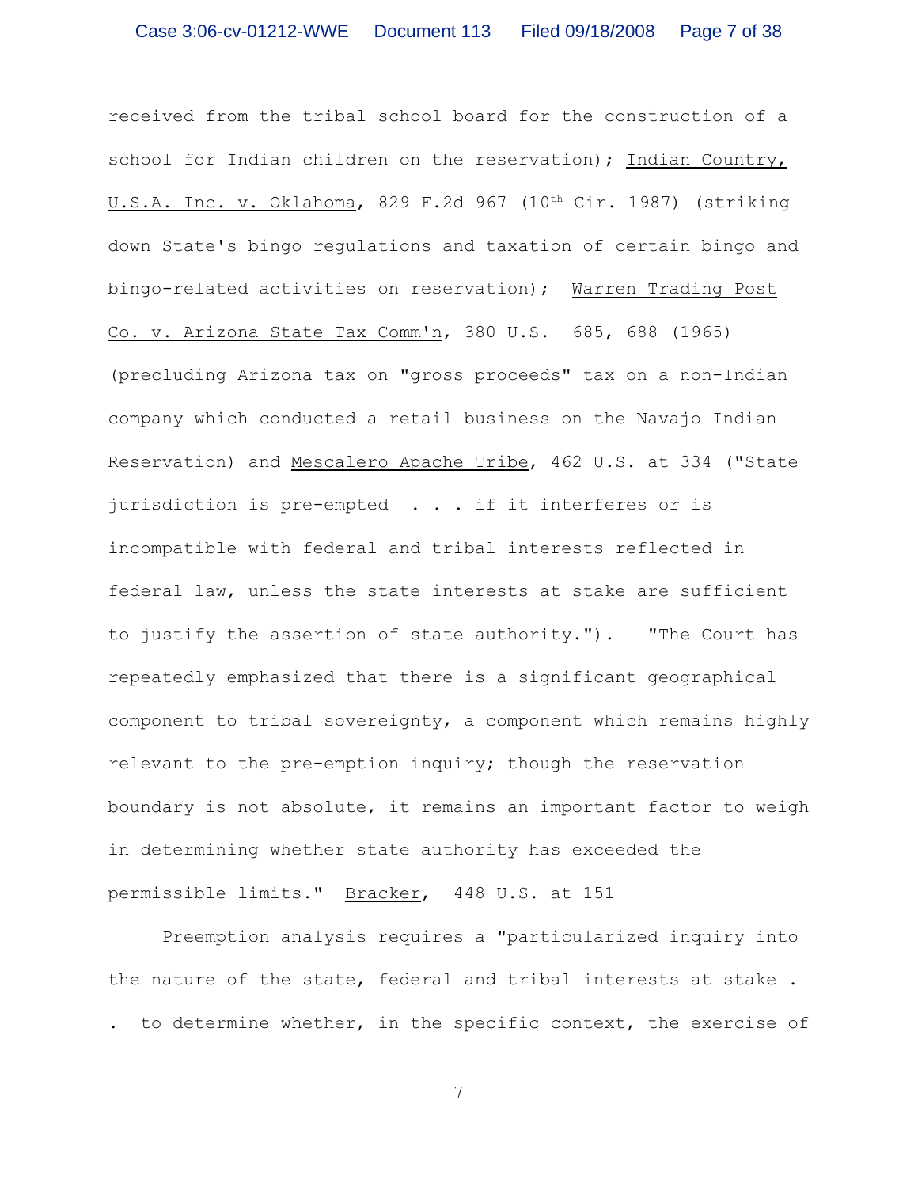received from the tribal school board for the construction of a school for Indian children on the reservation); Indian Country, U.S.A. Inc. v. Oklahoma, 829 F.2d 967 (10th Cir. 1987) (striking down State's bingo regulations and taxation of certain bingo and bingo-related activities on reservation); Warren Trading Post Co. v. Arizona State Tax Comm'n, 380 U.S. 685, 688 (1965) (precluding Arizona tax on "gross proceeds" tax on a non-Indian company which conducted a retail business on the Navajo Indian Reservation) and Mescalero Apache Tribe, 462 U.S. at 334 ("State jurisdiction is pre-empted . . . if it interferes or is incompatible with federal and tribal interests reflected in federal law, unless the state interests at stake are sufficient to justify the assertion of state authority."). "The Court has repeatedly emphasized that there is a significant geographical component to tribal sovereignty, a component which remains highly relevant to the pre-emption inquiry; though the reservation boundary is not absolute, it remains an important factor to weigh in determining whether state authority has exceeded the permissible limits." Bracker, 448 U.S. at 151

Preemption analysis requires a "particularized inquiry into the nature of the state, federal and tribal interests at stake . . to determine whether, in the specific context, the exercise of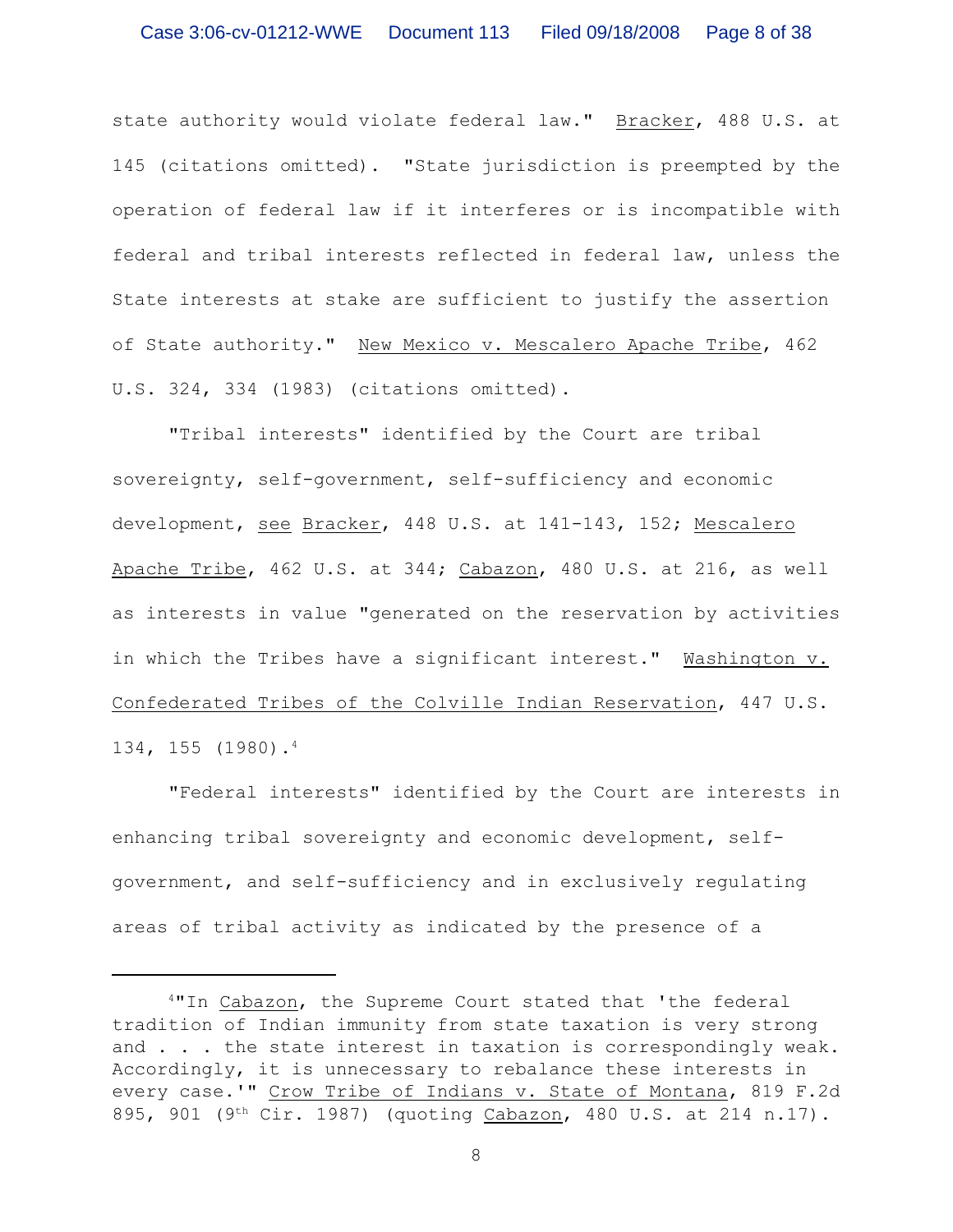state authority would violate federal law." Bracker, 488 U.S. at 145 (citations omitted). "State jurisdiction is preempted by the operation of federal law if it interferes or is incompatible with federal and tribal interests reflected in federal law, unless the State interests at stake are sufficient to justify the assertion of State authority." New Mexico v. Mescalero Apache Tribe, 462 U.S. 324, 334 (1983) (citations omitted).

"Tribal interests" identified by the Court are tribal sovereignty, self-government, self-sufficiency and economic development, see Bracker, 448 U.S. at 141-143, 152; Mescalero Apache Tribe, 462 U.S. at 344; Cabazon, 480 U.S. at 216, as well as interests in value "generated on the reservation by activities in which the Tribes have a significant interest." Washington v. Confederated Tribes of the Colville Indian Reservation, 447 U.S. 134, 155 (1980).[4]

"Federal interests" identified by the Court are interests in enhancing tribal sovereignty and economic development, self-government, and self-sufficiency and in exclusively regulating areas of tribal activity as indicated by the presence of a

---

[4]"In Cabazon, the Supreme Court stated that 'the federal tradition of Indian immunity from state taxation is very strong and . . . the state interest in taxation is correspondingly weak. Accordingly, it is unnecessary to rebalance these interests in every case.'" Crow Tribe of Indians v. State of Montana, 819 F.2d 895, 901 (9th Cir. 1987) (quoting Cabazon, 480 U.S. at 214 n.17).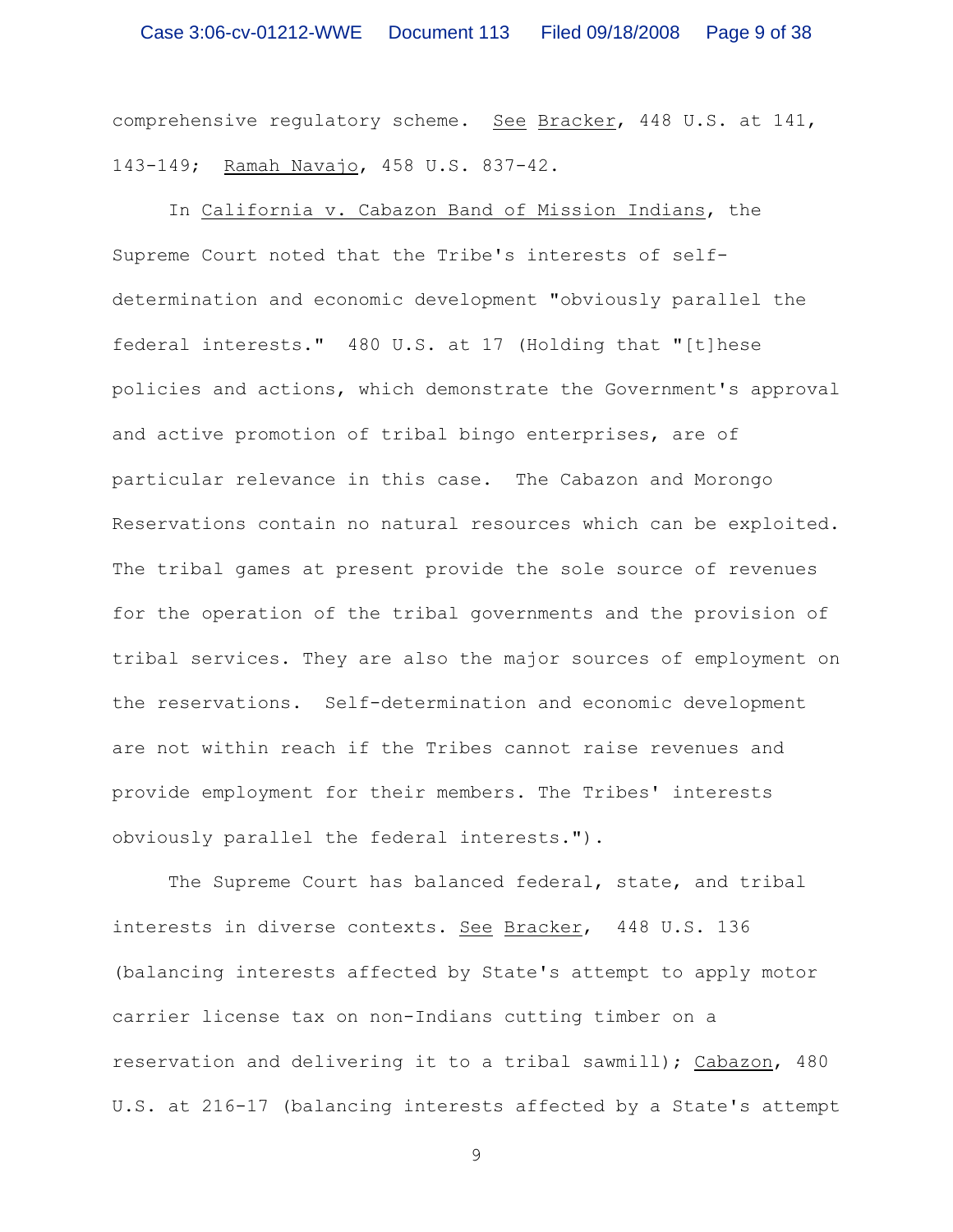comprehensive regulatory scheme. See Bracker, 448 U.S. at 141, 143-149; Ramah Navajo, 458 U.S. 837-42.

In California v. Cabazon Band of Mission Indians, the Supreme Court noted that the Tribe's interests of self-determination and economic development "obviously parallel the federal interests." 480 U.S. at 17 (Holding that "[t]hese policies and actions, which demonstrate the Government's approval and active promotion of tribal bingo enterprises, are of particular relevance in this case. The Cabazon and Morongo Reservations contain no natural resources which can be exploited. The tribal games at present provide the sole source of revenues for the operation of the tribal governments and the provision of tribal services. They are also the major sources of employment on the reservations. Self-determination and economic development are not within reach if the Tribes cannot raise revenues and provide employment for their members. The Tribes' interests obviously parallel the federal interests.").

The Supreme Court has balanced federal, state, and tribal interests in diverse contexts. See Bracker, 448 U.S. 136 (balancing interests affected by State's attempt to apply motor carrier license tax on non-Indians cutting timber on a reservation and delivering it to a tribal sawmill); Cabazon, 480 U.S. at 216-17 (balancing interests affected by a State's attempt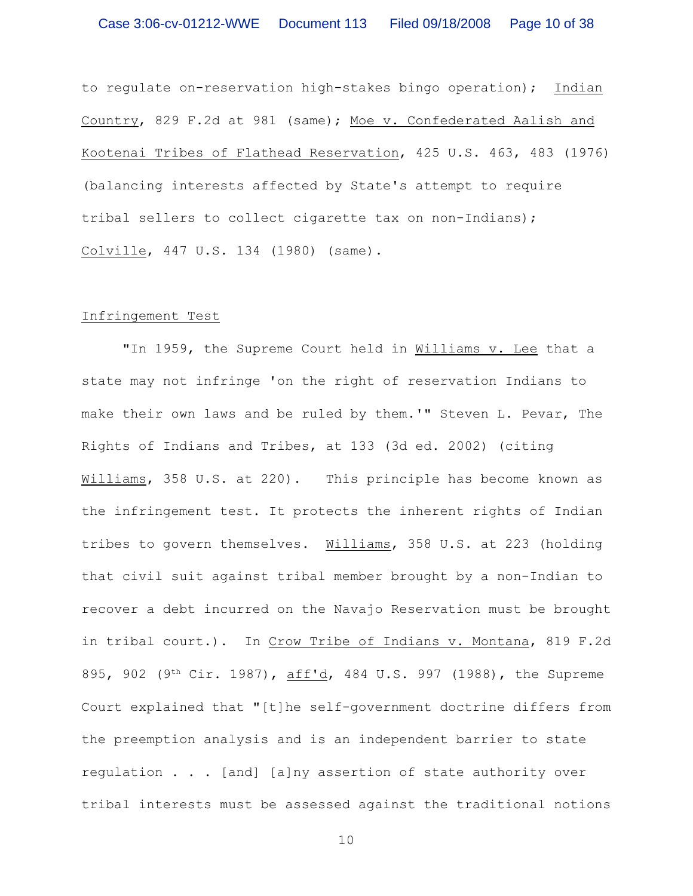to regulate on-reservation high-stakes bingo operation); Indian Country, 829 F.2d at 981 (same); Moe v. Confederated Aalish and Kootenai Tribes of Flathead Reservation, 425 U.S. 463, 483 (1976) (balancing interests affected by State's attempt to require tribal sellers to collect cigarette tax on non-Indians); Colville, 447 U.S. 134 (1980) (same).

Infringement Test

"In 1959, the Supreme Court held in Williams v. Lee that a state may not infringe 'on the right of reservation Indians to make their own laws and be ruled by them.'" Steven L. Pevar, The Rights of Indians and Tribes, at 133 (3d ed. 2002) (citing Williams, 358 U.S. at 220). This principle has become known as the infringement test. It protects the inherent rights of Indian tribes to govern themselves. Williams, 358 U.S. at 223 (holding that civil suit against tribal member brought by a non-Indian to recover a debt incurred on the Navajo Reservation must be brought in tribal court.). In Crow Tribe of Indians v. Montana, 819 F.2d 895, 902 (9th Cir. 1987), aff'd, 484 U.S. 997 (1988), the Supreme Court explained that "[t]he self-government doctrine differs from the preemption analysis and is an independent barrier to state regulation . . . [and] [a]ny assertion of state authority over tribal interests must be assessed against the traditional notions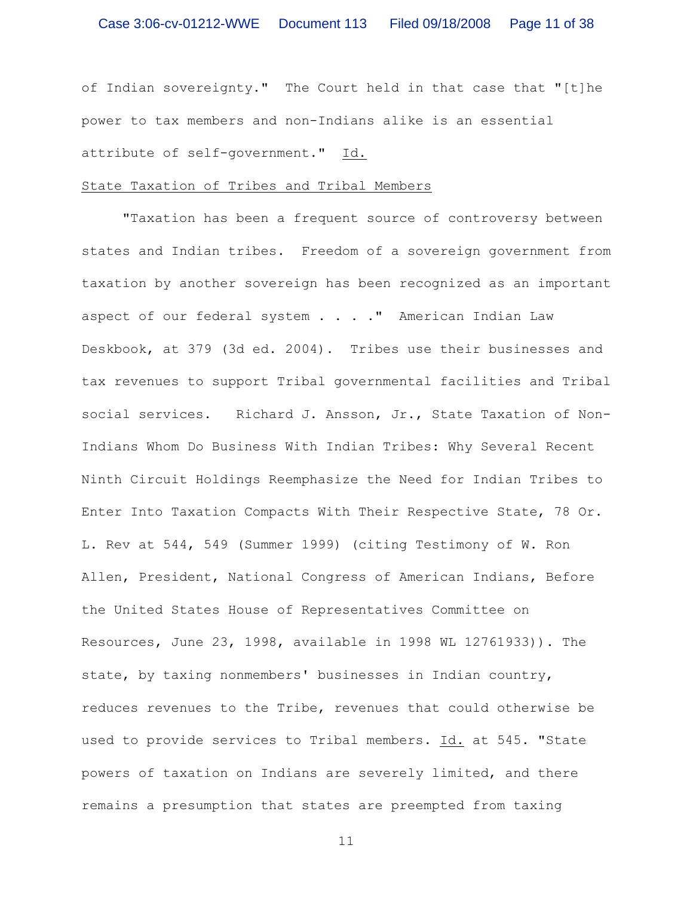of Indian sovereignty." The Court held in that case that "[t]he power to tax members and non-Indians alike is an essential attribute of self-government." Id.

State Taxation of Tribes and Tribal Members

"Taxation has been a frequent source of controversy between states and Indian tribes. Freedom of a sovereign government from taxation by another sovereign has been recognized as an important aspect of our federal system . . . ." American Indian Law Deskbook, at 379 (3d ed. 2004). Tribes use their businesses and tax revenues to support Tribal governmental facilities and Tribal social services. Richard J. Ansson, Jr., State Taxation of Non-Indians Whom Do Business With Indian Tribes: Why Several Recent Ninth Circuit Holdings Reemphasize the Need for Indian Tribes to Enter Into Taxation Compacts With Their Respective State, 78 Or. L. Rev at 544, 549 (Summer 1999) (citing Testimony of W. Ron Allen, President, National Congress of American Indians, Before the United States House of Representatives Committee on Resources, June 23, 1998, available in 1998 WL 12761933)). The state, by taxing nonmembers' businesses in Indian country, reduces revenues to the Tribe, revenues that could otherwise be used to provide services to Tribal members. Id. at 545. "State powers of taxation on Indians are severely limited, and there remains a presumption that states are preempted from taxing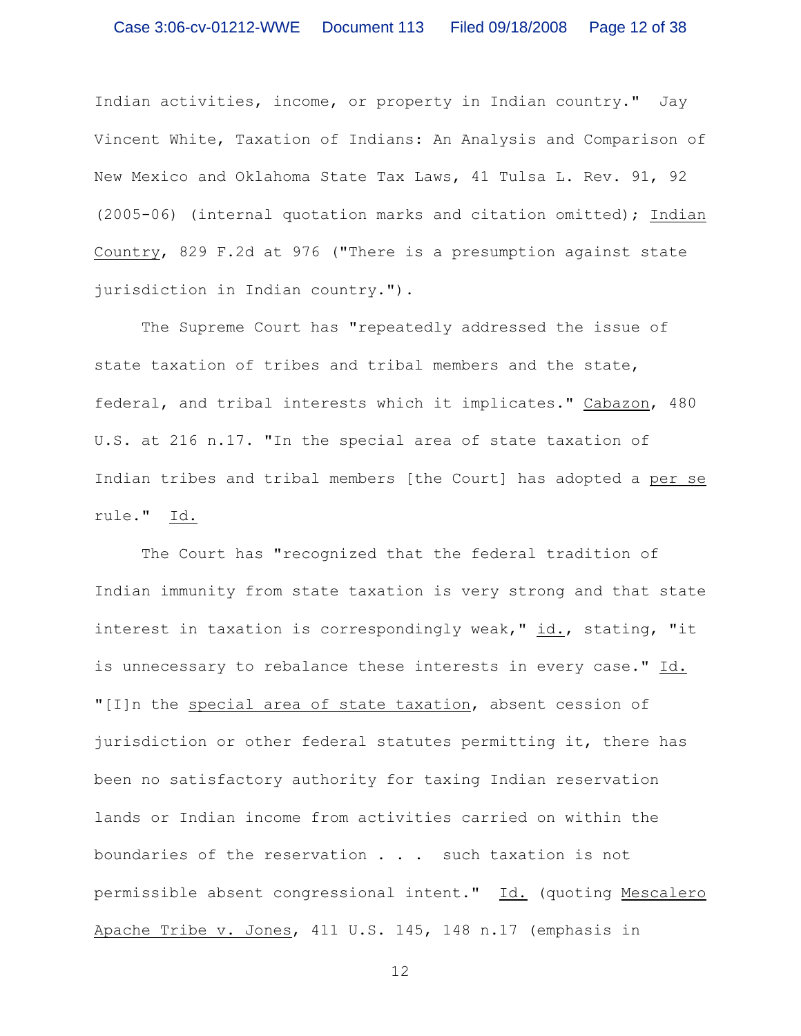Indian activities, income, or property in Indian country." Jay Vincent White, Taxation of Indians: An Analysis and Comparison of New Mexico and Oklahoma State Tax Laws, 41 Tulsa L. Rev. 91, 92 (2005-06) (internal quotation marks and citation omitted); Indian Country, 829 F.2d at 976 ("There is a presumption against state jurisdiction in Indian country.").

The Supreme Court has "repeatedly addressed the issue of state taxation of tribes and tribal members and the state, federal, and tribal interests which it implicates." Cabazon, 480 U.S. at 216 n.17. "In the special area of state taxation of Indian tribes and tribal members [the Court] has adopted a per se rule." Id.

The Court has "recognized that the federal tradition of Indian immunity from state taxation is very strong and that state interest in taxation is correspondingly weak," id., stating, "it is unnecessary to rebalance these interests in every case." Id. "[I]n the special area of state taxation, absent cession of jurisdiction or other federal statutes permitting it, there has been no satisfactory authority for taxing Indian reservation lands or Indian income from activities carried on within the boundaries of the reservation . . . such taxation is not permissible absent congressional intent." Id. (quoting Mescalero Apache Tribe v. Jones, 411 U.S. 145, 148 n.17 (emphasis in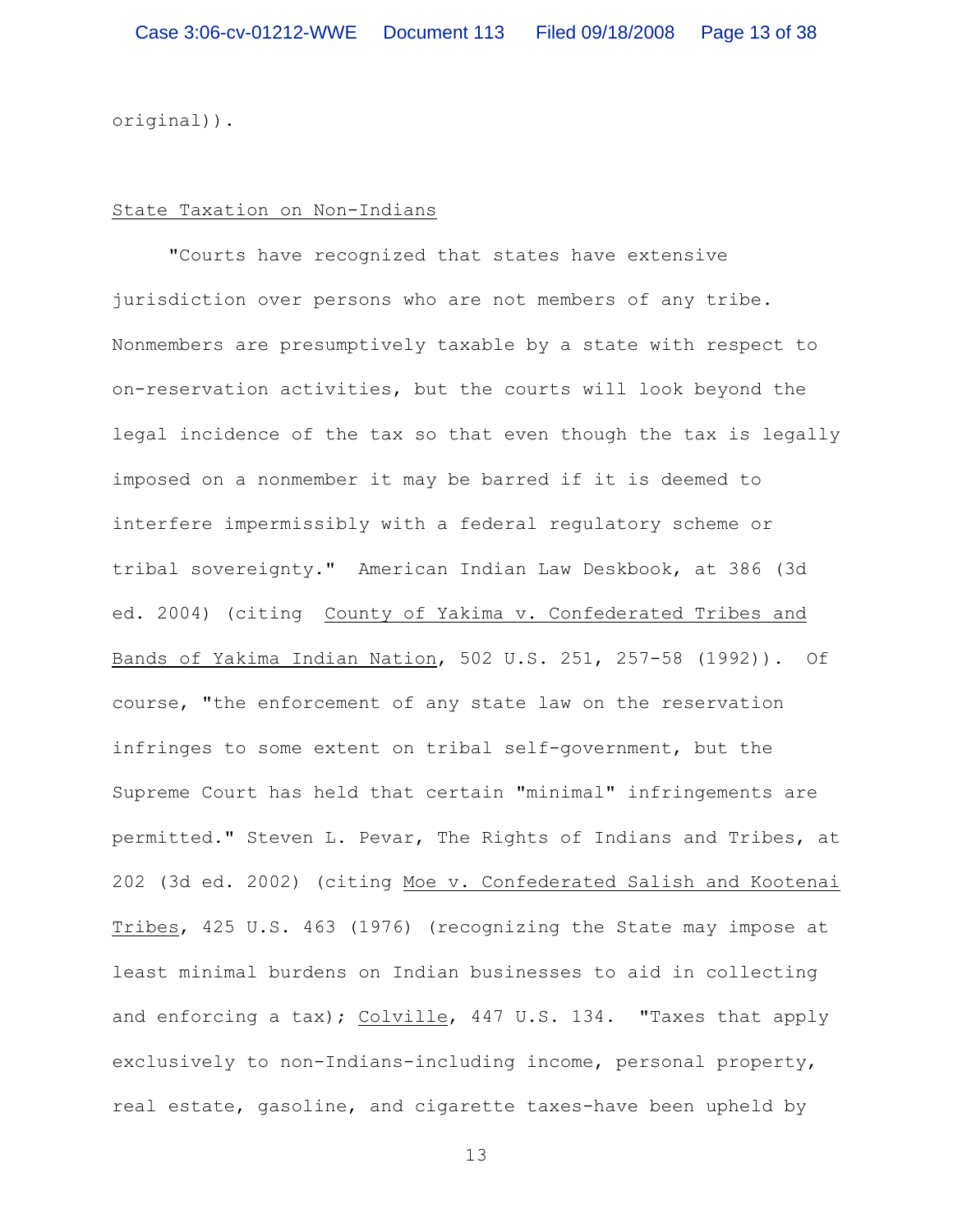original)).

State Taxation on Non-Indians

"Courts have recognized that states have extensive jurisdiction over persons who are not members of any tribe. Nonmembers are presumptively taxable by a state with respect to on-reservation activities, but the courts will look beyond the legal incidence of the tax so that even though the tax is legally imposed on a nonmember it may be barred if it is deemed to interfere impermissibly with a federal regulatory scheme or tribal sovereignty." American Indian Law Deskbook, at 386 (3d ed. 2004) (citing County of Yakima v. Confederated Tribes and Bands of Yakima Indian Nation, 502 U.S. 251, 257-58 (1992)). Of course, "the enforcement of any state law on the reservation infringes to some extent on tribal self-government, but the Supreme Court has held that certain "minimal" infringements are permitted." Steven L. Pevar, The Rights of Indians and Tribes, at 202 (3d ed. 2002) (citing Moe v. Confederated Salish and Kootenai Tribes, 425 U.S. 463 (1976) (recognizing the State may impose at least minimal burdens on Indian businesses to aid in collecting and enforcing a tax); Colville, 447 U.S. 134. "Taxes that apply exclusively to non-Indians-including income, personal property, real estate, gasoline, and cigarette taxes-have been upheld by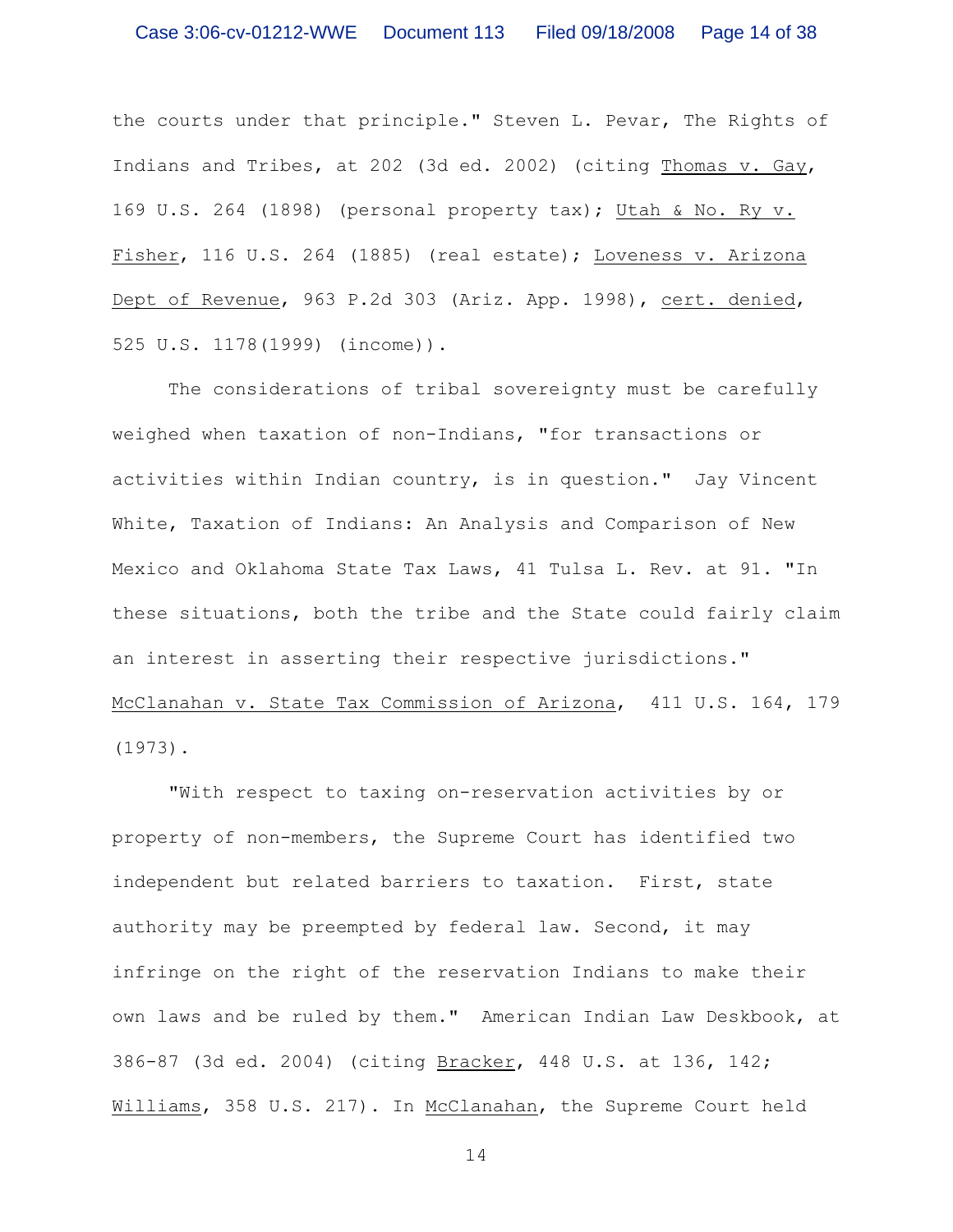the courts under that principle." Steven L. Pevar, The Rights of Indians and Tribes, at 202 (3d ed. 2002) (citing Thomas v. Gay, 169 U.S. 264 (1898) (personal property tax); Utah & No. Ry v. Fisher, 116 U.S. 264 (1885) (real estate); Loveness v. Arizona Dept of Revenue, 963 P.2d 303 (Ariz. App. 1998), cert. denied, 525 U.S. 1178(1999) (income)).

The considerations of tribal sovereignty must be carefully weighed when taxation of non-Indians, "for transactions or activities within Indian country, is in question." Jay Vincent White, Taxation of Indians: An Analysis and Comparison of New Mexico and Oklahoma State Tax Laws, 41 Tulsa L. Rev. at 91. "In these situations, both the tribe and the State could fairly claim an interest in asserting their respective jurisdictions." McClanahan v. State Tax Commission of Arizona, 411 U.S. 164, 179 (1973).

"With respect to taxing on-reservation activities by or property of non-members, the Supreme Court has identified two independent but related barriers to taxation. First, state authority may be preempted by federal law. Second, it may infringe on the right of the reservation Indians to make their own laws and be ruled by them." American Indian Law Deskbook, at 386-87 (3d ed. 2004) (citing Bracker, 448 U.S. at 136, 142; Williams, 358 U.S. 217). In McClanahan, the Supreme Court held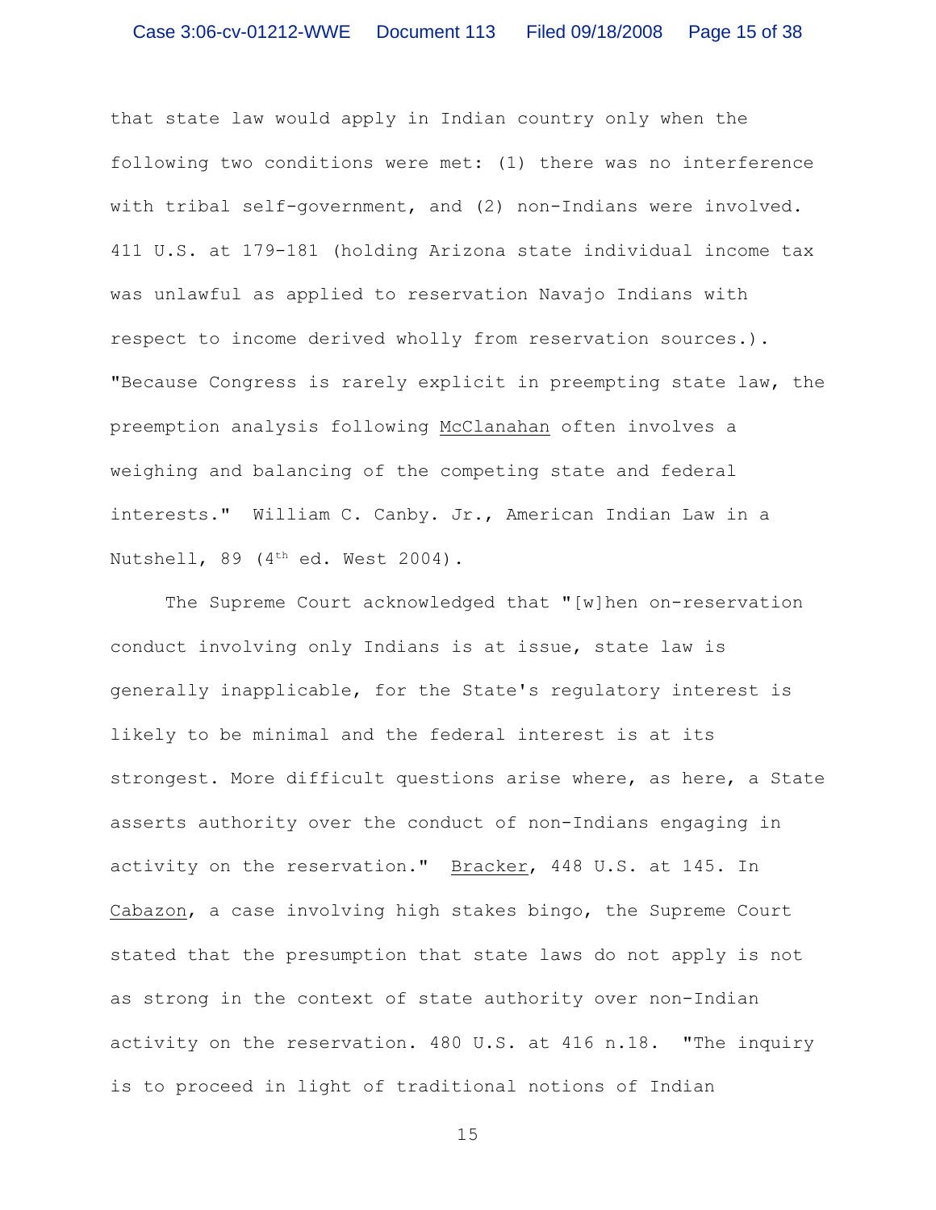that state law would apply in Indian country only when the following two conditions were met: (1) there was no interference with tribal self-government, and (2) non-Indians were involved. 411 U.S. at 179-181 (holding Arizona state individual income tax was unlawful as applied to reservation Navajo Indians with respect to income derived wholly from reservation sources.). "Because Congress is rarely explicit in preempting state law, the preemption analysis following McClanahan often involves a weighing and balancing of the competing state and federal interests." William C. Canby. Jr., American Indian Law in a Nutshell, 89 (4th ed. West 2004).

The Supreme Court acknowledged that "[w]hen on-reservation conduct involving only Indians is at issue, state law is generally inapplicable, for the State's regulatory interest is likely to be minimal and the federal interest is at its strongest. More difficult questions arise where, as here, a State asserts authority over the conduct of non-Indians engaging in activity on the reservation." Bracker, 448 U.S. at 145. In Cabazon, a case involving high stakes bingo, the Supreme Court stated that the presumption that state laws do not apply is not as strong in the context of state authority over non-Indian activity on the reservation. 480 U.S. at 416 n.18. "The inquiry is to proceed in light of traditional notions of Indian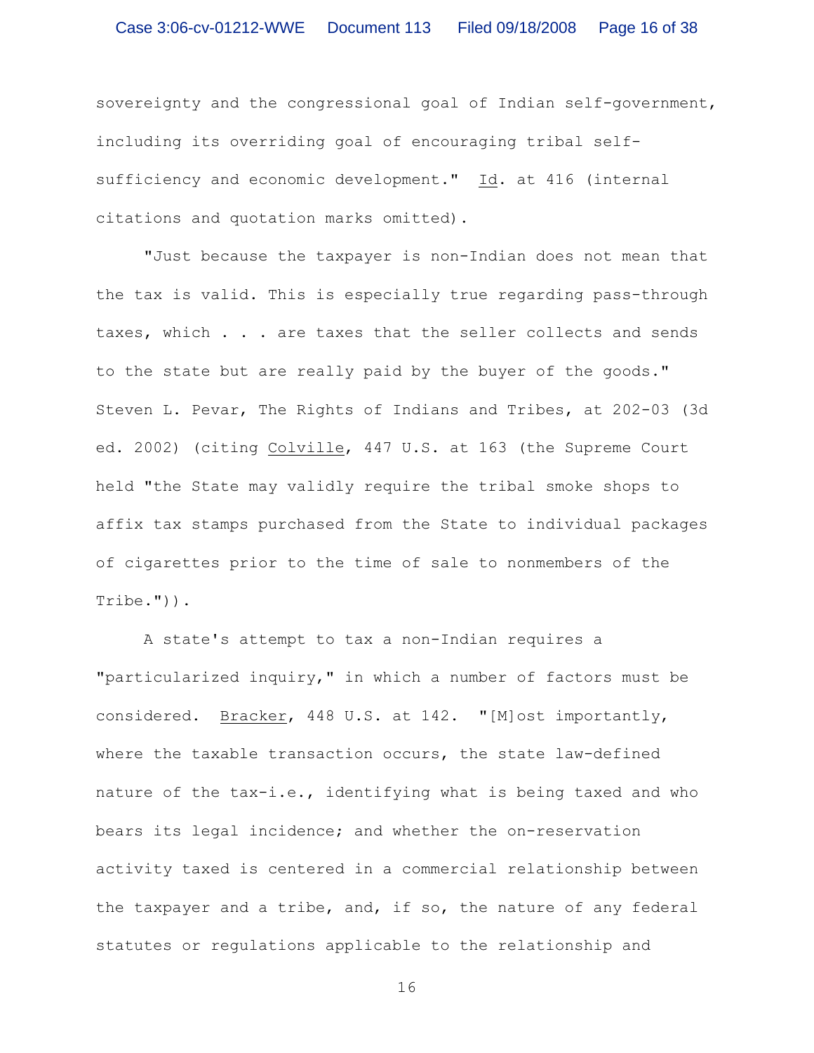sovereignty and the congressional goal of Indian self-government, including its overriding goal of encouraging tribal self-sufficiency and economic development." Id. at 416 (internal citations and quotation marks omitted).

"Just because the taxpayer is non-Indian does not mean that the tax is valid. This is especially true regarding pass-through taxes, which . . . are taxes that the seller collects and sends to the state but are really paid by the buyer of the goods." Steven L. Pevar, The Rights of Indians and Tribes, at 202-03 (3d ed. 2002) (citing Colville, 447 U.S. at 163 (the Supreme Court held "the State may validly require the tribal smoke shops to affix tax stamps purchased from the State to individual packages of cigarettes prior to the time of sale to nonmembers of the Tribe.")).

A state's attempt to tax a non-Indian requires a "particularized inquiry," in which a number of factors must be considered. Bracker, 448 U.S. at 142. "[M]ost importantly, where the taxable transaction occurs, the state law-defined nature of the tax-i.e., identifying what is being taxed and who bears its legal incidence; and whether the on-reservation activity taxed is centered in a commercial relationship between the taxpayer and a tribe, and, if so, the nature of any federal statutes or regulations applicable to the relationship and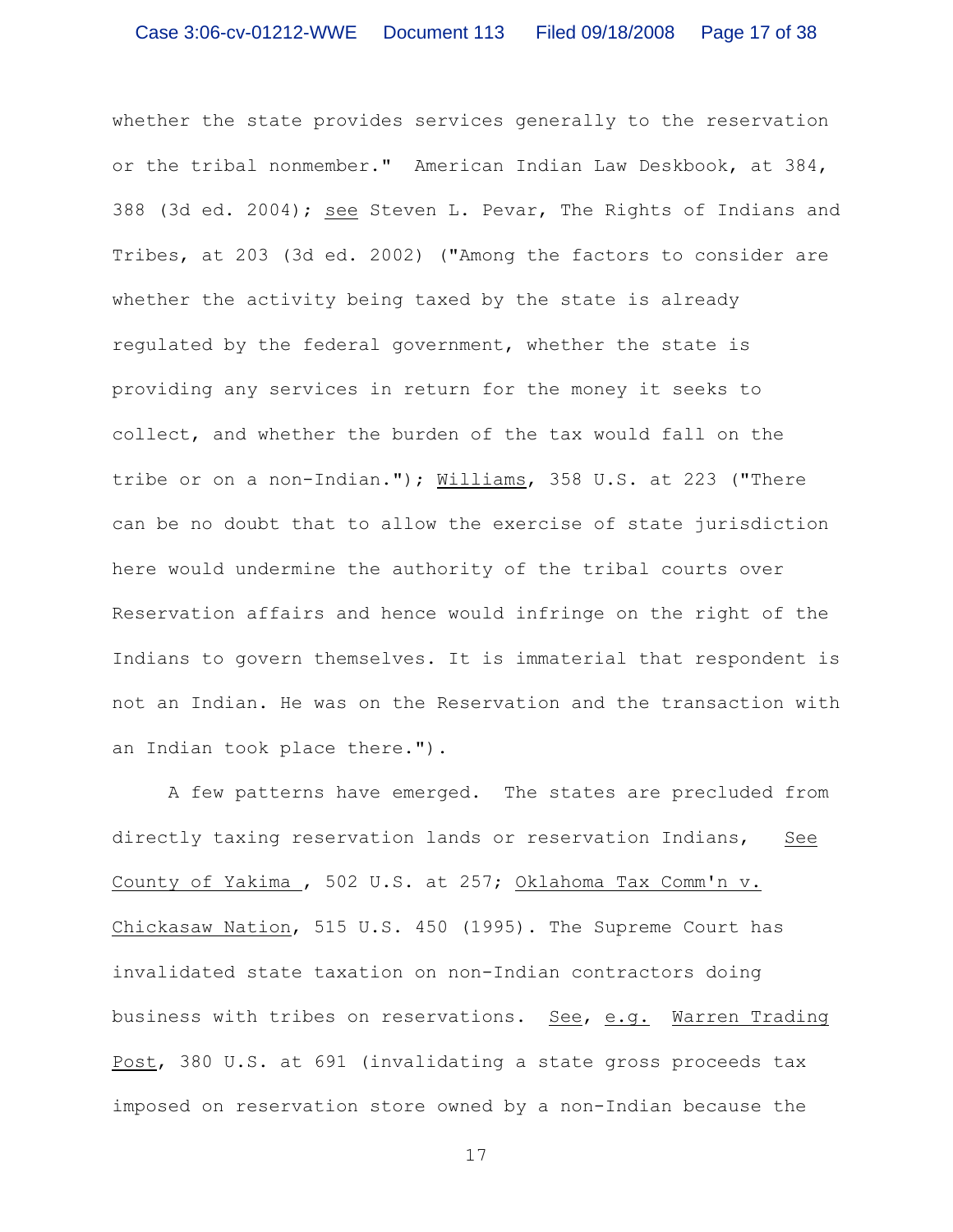whether the state provides services generally to the reservation or the tribal nonmember." American Indian Law Deskbook, at 384, 388 (3d ed. 2004); see Steven L. Pevar, The Rights of Indians and Tribes, at 203 (3d ed. 2002) ("Among the factors to consider are whether the activity being taxed by the state is already regulated by the federal government, whether the state is providing any services in return for the money it seeks to collect, and whether the burden of the tax would fall on the tribe or on a non-Indian."); Williams, 358 U.S. at 223 ("There can be no doubt that to allow the exercise of state jurisdiction here would undermine the authority of the tribal courts over Reservation affairs and hence would infringe on the right of the Indians to govern themselves. It is immaterial that respondent is not an Indian. He was on the Reservation and the transaction with an Indian took place there.").

A few patterns have emerged. The states are precluded from directly taxing reservation lands or reservation Indians, See County of Yakima , 502 U.S. at 257; Oklahoma Tax Comm'n v. Chickasaw Nation, 515 U.S. 450 (1995). The Supreme Court has invalidated state taxation on non-Indian contractors doing business with tribes on reservations. See, e.g. Warren Trading Post, 380 U.S. at 691 (invalidating a state gross proceeds tax imposed on reservation store owned by a non-Indian because the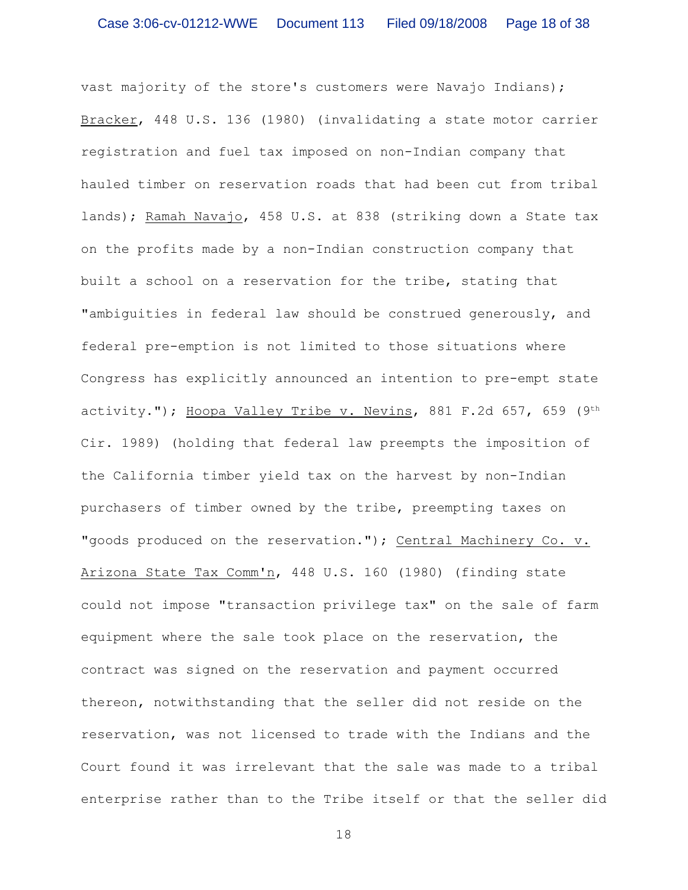vast majority of the store's customers were Navajo Indians); Bracker, 448 U.S. 136 (1980) (invalidating a state motor carrier registration and fuel tax imposed on non-Indian company that hauled timber on reservation roads that had been cut from tribal lands); Ramah Navajo, 458 U.S. at 838 (striking down a State tax on the profits made by a non-Indian construction company that built a school on a reservation for the tribe, stating that "ambiguities in federal law should be construed generously, and federal pre-emption is not limited to those situations where Congress has explicitly announced an intention to pre-empt state activity."); Hoopa Valley Tribe v. Nevins, 881 F.2d 657, 659 (9th Cir. 1989) (holding that federal law preempts the imposition of the California timber yield tax on the harvest by non-Indian purchasers of timber owned by the tribe, preempting taxes on "goods produced on the reservation."); Central Machinery Co. v. Arizona State Tax Comm'n, 448 U.S. 160 (1980) (finding state could not impose "transaction privilege tax" on the sale of farm equipment where the sale took place on the reservation, the contract was signed on the reservation and payment occurred thereon, notwithstanding that the seller did not reside on the reservation, was not licensed to trade with the Indians and the Court found it was irrelevant that the sale was made to a tribal enterprise rather than to the Tribe itself or that the seller did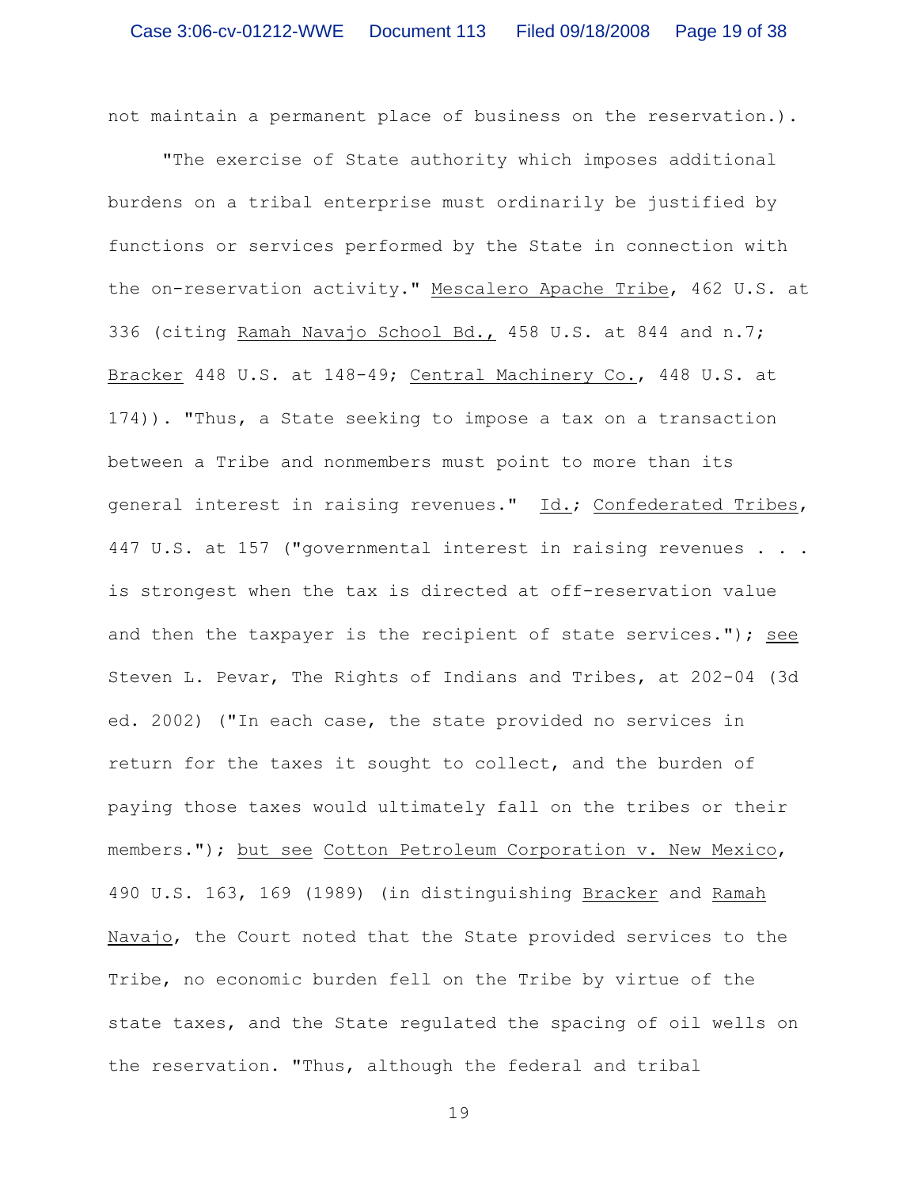not maintain a permanent place of business on the reservation.).

"The exercise of State authority which imposes additional burdens on a tribal enterprise must ordinarily be justified by functions or services performed by the State in connection with the on-reservation activity." Mescalero Apache Tribe, 462 U.S. at 336 (citing Ramah Navajo School Bd., 458 U.S. at 844 and n.7; Bracker 448 U.S. at 148-49; Central Machinery Co., 448 U.S. at 174)). "Thus, a State seeking to impose a tax on a transaction between a Tribe and nonmembers must point to more than its general interest in raising revenues." Id.; Confederated Tribes, 447 U.S. at 157 ("governmental interest in raising revenues . . . is strongest when the tax is directed at off-reservation value and then the taxpayer is the recipient of state services."); see Steven L. Pevar, The Rights of Indians and Tribes, at 202-04 (3d ed. 2002) ("In each case, the state provided no services in return for the taxes it sought to collect, and the burden of paying those taxes would ultimately fall on the tribes or their members."); but see Cotton Petroleum Corporation v. New Mexico, 490 U.S. 163, 169 (1989) (in distinguishing Bracker and Ramah Navajo, the Court noted that the State provided services to the Tribe, no economic burden fell on the Tribe by virtue of the state taxes, and the State regulated the spacing of oil wells on the reservation. "Thus, although the federal and tribal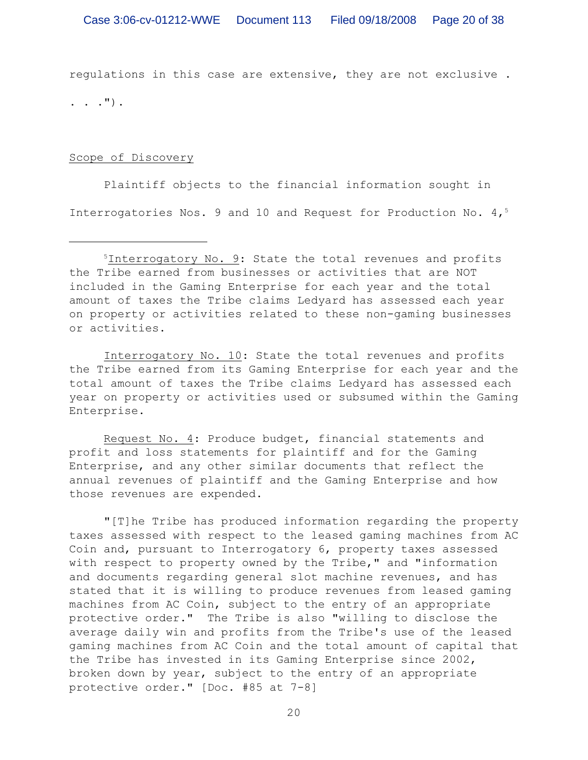regulations in this case are extensive, they are not exclusive . . . .").

Scope of Discovery

Plaintiff objects to the financial information sought in Interrogatories Nos. 9 and 10 and Request for Production No. 4,[5]

---

[5]Interrogatory No. 9: State the total revenues and profits the Tribe earned from businesses or activities that are NOT included in the Gaming Enterprise for each year and the total amount of taxes the Tribe claims Ledyard has assessed each year on property or activities related to these non-gaming businesses or activities.

Interrogatory No. 10: State the total revenues and profits the Tribe earned from its Gaming Enterprise for each year and the total amount of taxes the Tribe claims Ledyard has assessed each year on property or activities used or subsumed within the Gaming Enterprise.

Request No. 4: Produce budget, financial statements and profit and loss statements for plaintiff and for the Gaming Enterprise, and any other similar documents that reflect the annual revenues of plaintiff and the Gaming Enterprise and how those revenues are expended.

"[T]he Tribe has produced information regarding the property taxes assessed with respect to the leased gaming machines from AC Coin and, pursuant to Interrogatory 6, property taxes assessed with respect to property owned by the Tribe," and "information and documents regarding general slot machine revenues, and has stated that it is willing to produce revenues from leased gaming machines from AC Coin, subject to the entry of an appropriate protective order." The Tribe is also "willing to disclose the average daily win and profits from the Tribe's use of the leased gaming machines from AC Coin and the total amount of capital that the Tribe has invested in its Gaming Enterprise since 2002, broken down by year, subject to the entry of an appropriate protective order." [Doc. #85 at 7-8]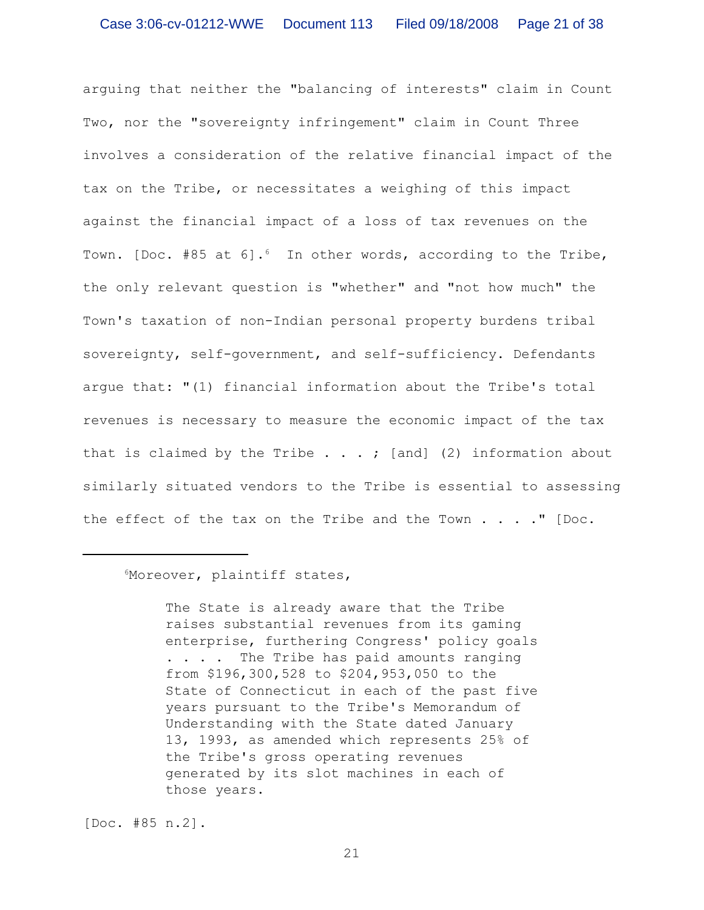arguing that neither the "balancing of interests" claim in Count Two, nor the "sovereignty infringement" claim in Count Three involves a consideration of the relative financial impact of the tax on the Tribe, or necessitates a weighing of this impact against the financial impact of a loss of tax revenues on the Town. [Doc. #85 at 6].[6] In other words, according to the Tribe, the only relevant question is "whether" and "not how much" the Town's taxation of non-Indian personal property burdens tribal sovereignty, self-government, and self-sufficiency. Defendants argue that: "(1) financial information about the Tribe's total revenues is necessary to measure the economic impact of the tax that is claimed by the Tribe . . . ; [and] (2) information about similarly situated vendors to the Tribe is essential to assessing the effect of the tax on the Tribe and the Town . . . ." [Doc.

---

[6]Moreover, plaintiff states,

> The State is already aware that the Tribe raises substantial revenues from its gaming enterprise, furthering Congress' policy goals . . . . The Tribe has paid amounts ranging from $196,300,528 to $204,953,050 to the State of Connecticut in each of the past five years pursuant to the Tribe's Memorandum of Understanding with the State dated January 13, 1993, as amended which represents 25% of the Tribe's gross operating revenues generated by its slot machines in each of those years.

[Doc. #85 n.2].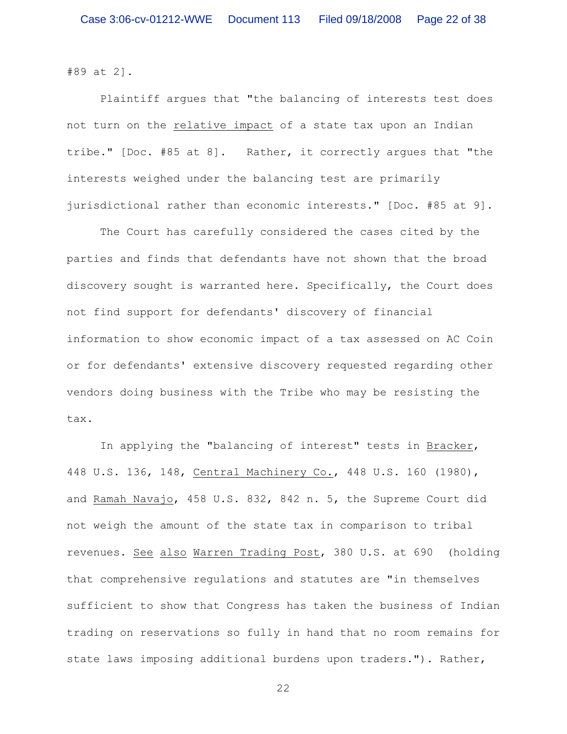#89 at 2].

Plaintiff argues that "the balancing of interests test does not turn on the relative impact of a state tax upon an Indian tribe." [Doc. #85 at 8]. Rather, it correctly argues that "the interests weighed under the balancing test are primarily jurisdictional rather than economic interests." [Doc. #85 at 9].

The Court has carefully considered the cases cited by the parties and finds that defendants have not shown that the broad discovery sought is warranted here. Specifically, the Court does not find support for defendants' discovery of financial information to show economic impact of a tax assessed on AC Coin or for defendants' extensive discovery requested regarding other vendors doing business with the Tribe who may be resisting the tax.

In applying the "balancing of interest" tests in Bracker, 448 U.S. 136, 148, Central Machinery Co., 448 U.S. 160 (1980), and Ramah Navajo, 458 U.S. 832, 842 n. 5, the Supreme Court did not weigh the amount of the state tax in comparison to tribal revenues. See also Warren Trading Post, 380 U.S. at 690 (holding that comprehensive regulations and statutes are "in themselves sufficient to show that Congress has taken the business of Indian trading on reservations so fully in hand that no room remains for state laws imposing additional burdens upon traders."). Rather,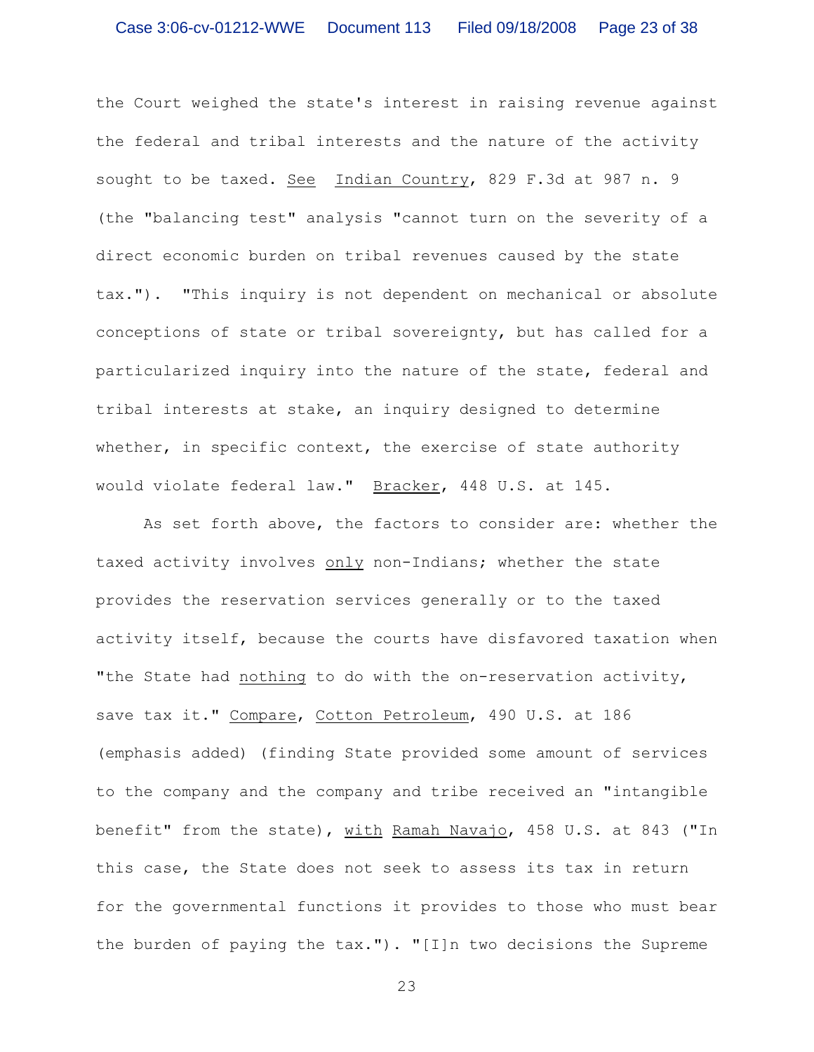the Court weighed the state's interest in raising revenue against the federal and tribal interests and the nature of the activity sought to be taxed. See Indian Country, 829 F.3d at 987 n. 9 (the "balancing test" analysis "cannot turn on the severity of a direct economic burden on tribal revenues caused by the state tax."). "This inquiry is not dependent on mechanical or absolute conceptions of state or tribal sovereignty, but has called for a particularized inquiry into the nature of the state, federal and tribal interests at stake, an inquiry designed to determine whether, in specific context, the exercise of state authority would violate federal law." Bracker, 448 U.S. at 145.

As set forth above, the factors to consider are: whether the taxed activity involves only non-Indians; whether the state provides the reservation services generally or to the taxed activity itself, because the courts have disfavored taxation when "the State had nothing to do with the on-reservation activity, save tax it." Compare, Cotton Petroleum, 490 U.S. at 186 (emphasis added) (finding State provided some amount of services to the company and the company and tribe received an "intangible benefit" from the state), with Ramah Navajo, 458 U.S. at 843 ("In this case, the State does not seek to assess its tax in return for the governmental functions it provides to those who must bear the burden of paying the tax."). "[I]n two decisions the Supreme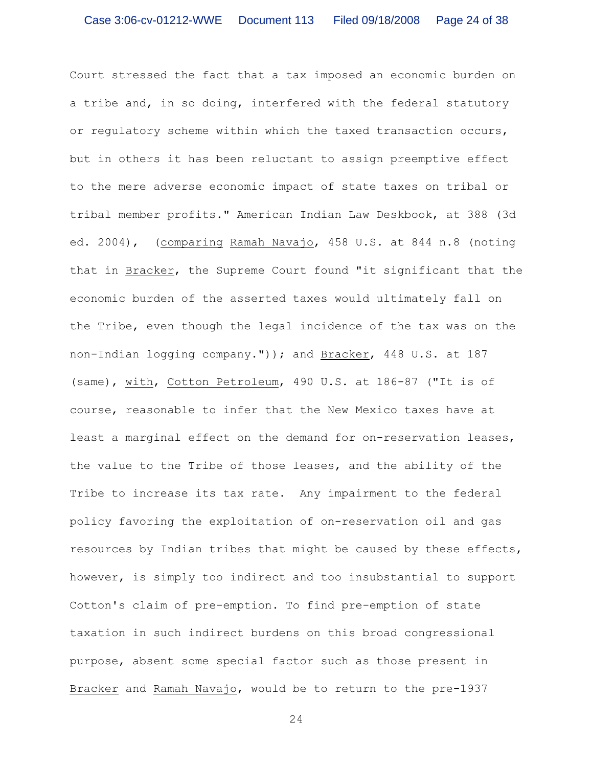Court stressed the fact that a tax imposed an economic burden on a tribe and, in so doing, interfered with the federal statutory or regulatory scheme within which the taxed transaction occurs, but in others it has been reluctant to assign preemptive effect to the mere adverse economic impact of state taxes on tribal or tribal member profits." American Indian Law Deskbook, at 388 (3d ed. 2004), (comparing Ramah Navajo, 458 U.S. at 844 n.8 (noting that in Bracker, the Supreme Court found "it significant that the economic burden of the asserted taxes would ultimately fall on the Tribe, even though the legal incidence of the tax was on the non-Indian logging company.")); and Bracker, 448 U.S. at 187 (same), with, Cotton Petroleum, 490 U.S. at 186-87 ("It is of course, reasonable to infer that the New Mexico taxes have at least a marginal effect on the demand for on-reservation leases, the value to the Tribe of those leases, and the ability of the Tribe to increase its tax rate. Any impairment to the federal policy favoring the exploitation of on-reservation oil and gas resources by Indian tribes that might be caused by these effects, however, is simply too indirect and too insubstantial to support Cotton's claim of pre-emption. To find pre-emption of state taxation in such indirect burdens on this broad congressional purpose, absent some special factor such as those present in Bracker and Ramah Navajo, would be to return to the pre-1937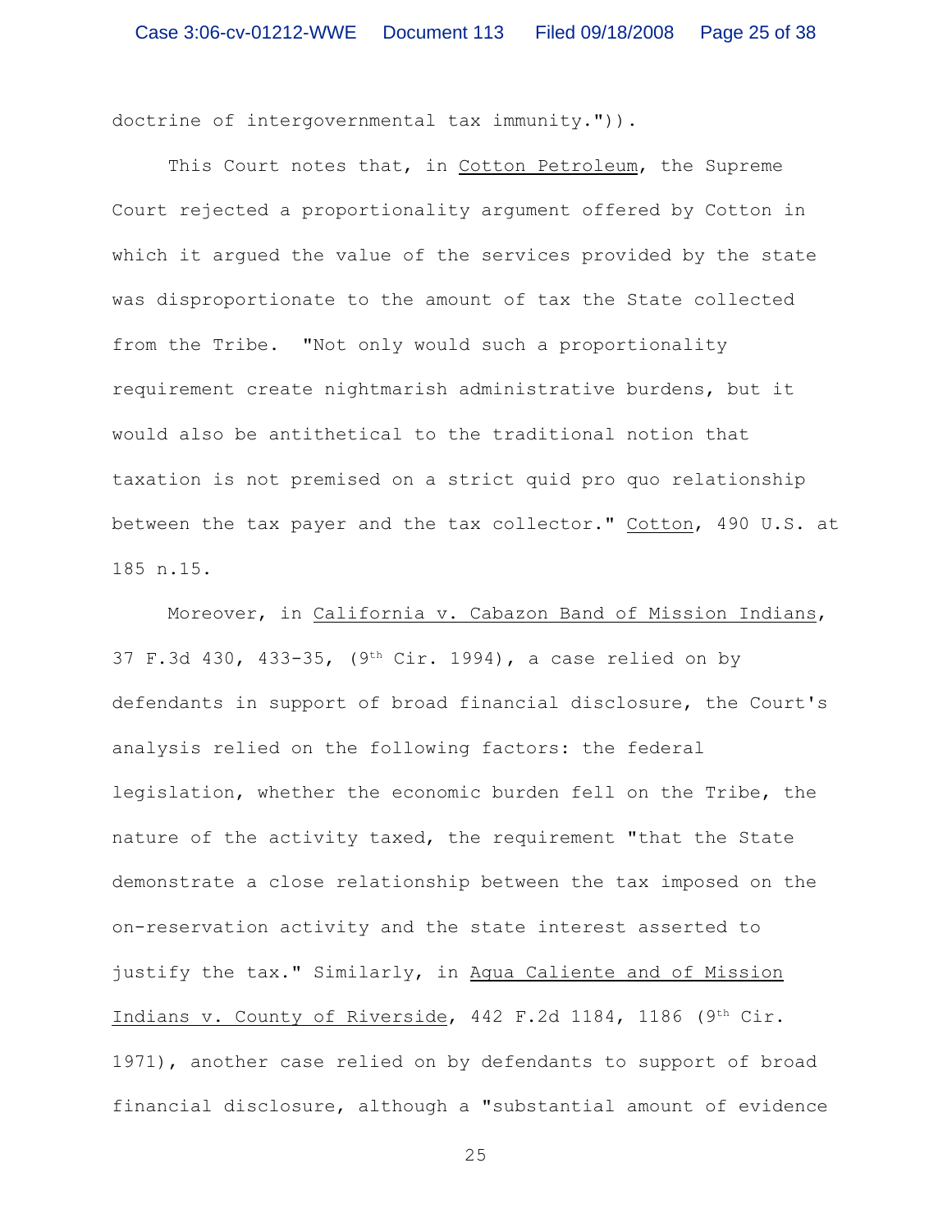doctrine of intergovernmental tax immunity.")).

This Court notes that, in Cotton Petroleum, the Supreme Court rejected a proportionality argument offered by Cotton in which it argued the value of the services provided by the state was disproportionate to the amount of tax the State collected from the Tribe. "Not only would such a proportionality requirement create nightmarish administrative burdens, but it would also be antithetical to the traditional notion that taxation is not premised on a strict quid pro quo relationship between the tax payer and the tax collector." Cotton, 490 U.S. at 185 n.15.

Moreover, in California v. Cabazon Band of Mission Indians, 37 F.3d 430, 433-35, (9th Cir. 1994), a case relied on by defendants in support of broad financial disclosure, the Court's analysis relied on the following factors: the federal legislation, whether the economic burden fell on the Tribe, the nature of the activity taxed, the requirement "that the State demonstrate a close relationship between the tax imposed on the on-reservation activity and the state interest asserted to justify the tax." Similarly, in Agua Caliente and of Mission Indians v. County of Riverside, 442 F.2d 1184, 1186 (9th Cir. 1971), another case relied on by defendants to support of broad financial disclosure, although a "substantial amount of evidence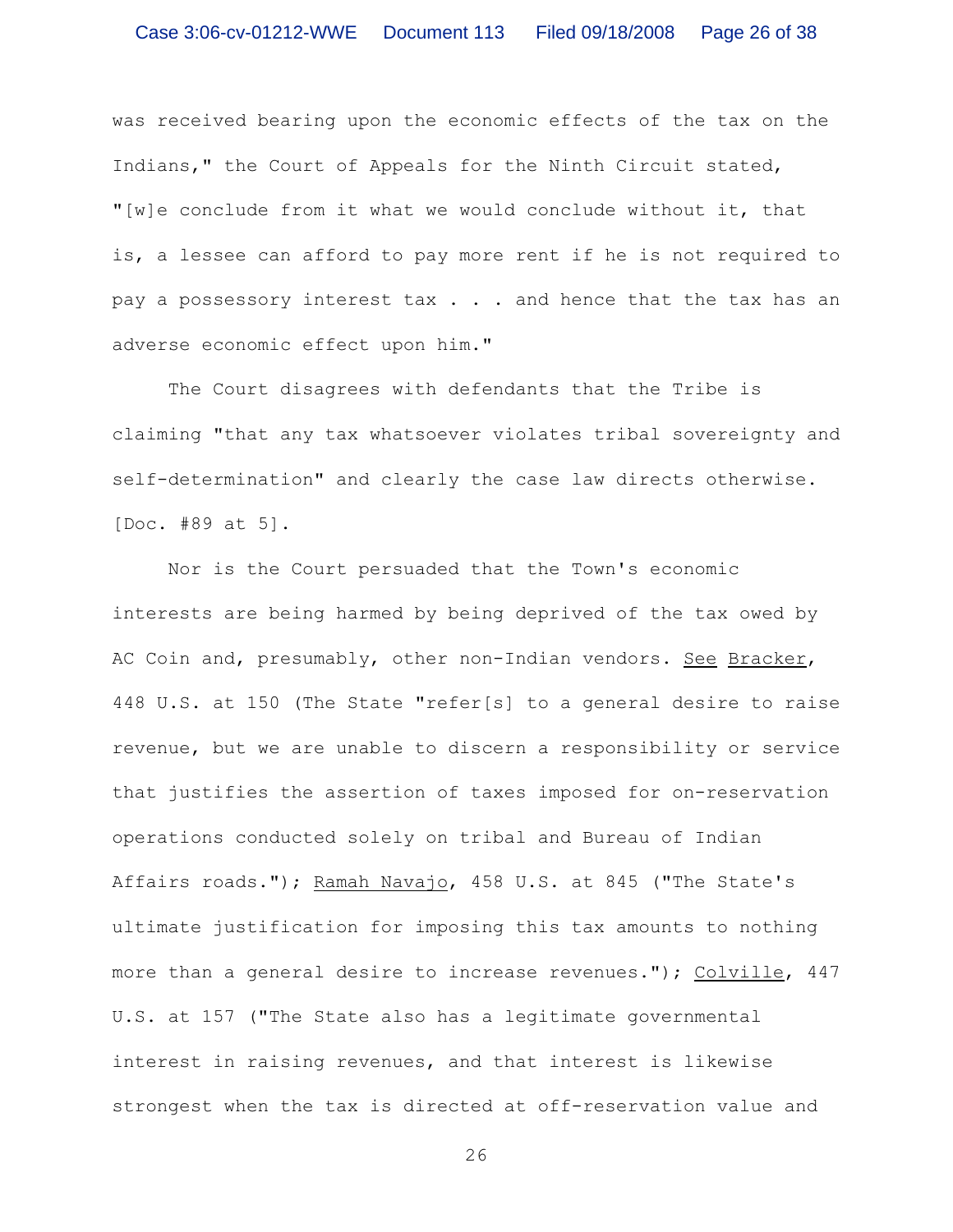was received bearing upon the economic effects of the tax on the Indians," the Court of Appeals for the Ninth Circuit stated, "[w]e conclude from it what we would conclude without it, that is, a lessee can afford to pay more rent if he is not required to pay a possessory interest tax . . . and hence that the tax has an adverse economic effect upon him."

The Court disagrees with defendants that the Tribe is claiming "that any tax whatsoever violates tribal sovereignty and self-determination" and clearly the case law directs otherwise. [Doc. #89 at 5].

Nor is the Court persuaded that the Town's economic interests are being harmed by being deprived of the tax owed by AC Coin and, presumably, other non-Indian vendors. See Bracker, 448 U.S. at 150 (The State "refer[s] to a general desire to raise revenue, but we are unable to discern a responsibility or service that justifies the assertion of taxes imposed for on-reservation operations conducted solely on tribal and Bureau of Indian Affairs roads."); Ramah Navajo, 458 U.S. at 845 ("The State's ultimate justification for imposing this tax amounts to nothing more than a general desire to increase revenues."); Colville, 447 U.S. at 157 ("The State also has a legitimate governmental interest in raising revenues, and that interest is likewise strongest when the tax is directed at off-reservation value and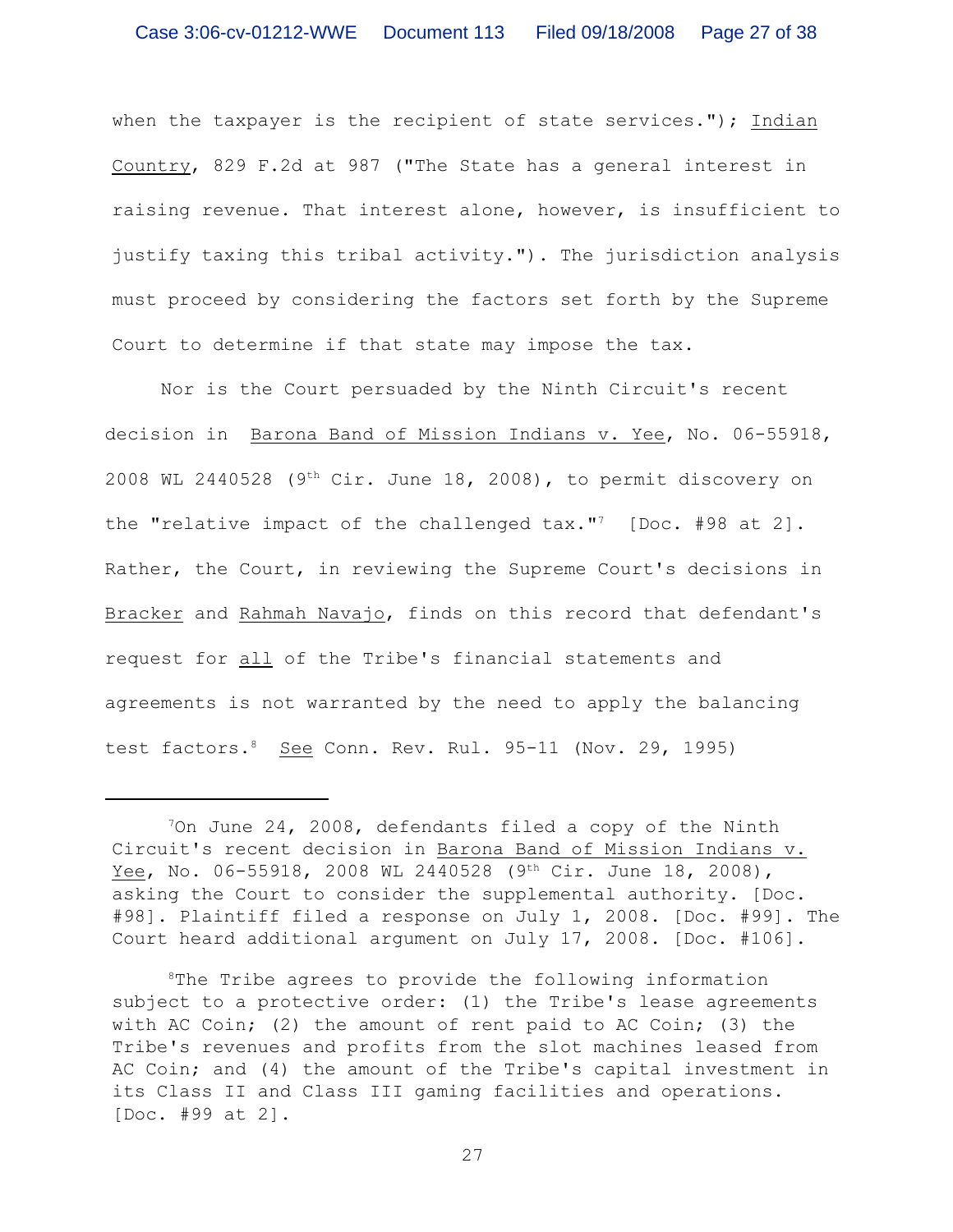when the taxpayer is the recipient of state services."); <u>Indian Country</u>, 829 F.2d at 987 ("The State has a general interest in raising revenue. That interest alone, however, is insufficient to justify taxing this tribal activity."). The jurisdiction analysis must proceed by considering the factors set forth by the Supreme Court to determine if that state may impose the tax.

Nor is the Court persuaded by the Ninth Circuit's recent decision in <u>Barona Band of Mission Indians v. Yee</u>, No. 06-55918, 2008 WL 2440528 (9th Cir. June 18, 2008), to permit discovery on the "relative impact of the challenged tax."[7] [Doc. #98 at 2]. Rather, the Court, in reviewing the Supreme Court's decisions in <u>Bracker</u> and <u>Rahmah Navajo</u>, finds on this record that defendant's request for <u>all</u> of the Tribe's financial statements and agreements is not warranted by the need to apply the balancing test factors.[8] <u>See</u> Conn. Rev. Rul. 95-11 (Nov. 29, 1995)

---

[7]On June 24, 2008, defendants filed a copy of the Ninth Circuit's recent decision in <u>Barona Band of Mission Indians v. Yee</u>, No. 06-55918, 2008 WL 2440528 (9th Cir. June 18, 2008), asking the Court to consider the supplemental authority. [Doc. #98]. Plaintiff filed a response on July 1, 2008. [Doc. #99]. The Court heard additional argument on July 17, 2008. [Doc. #106].

[8]The Tribe agrees to provide the following information subject to a protective order: (1) the Tribe's lease agreements with AC Coin; (2) the amount of rent paid to AC Coin; (3) the Tribe's revenues and profits from the slot machines leased from AC Coin; and (4) the amount of the Tribe's capital investment in its Class II and Class III gaming facilities and operations. [Doc. #99 at 2].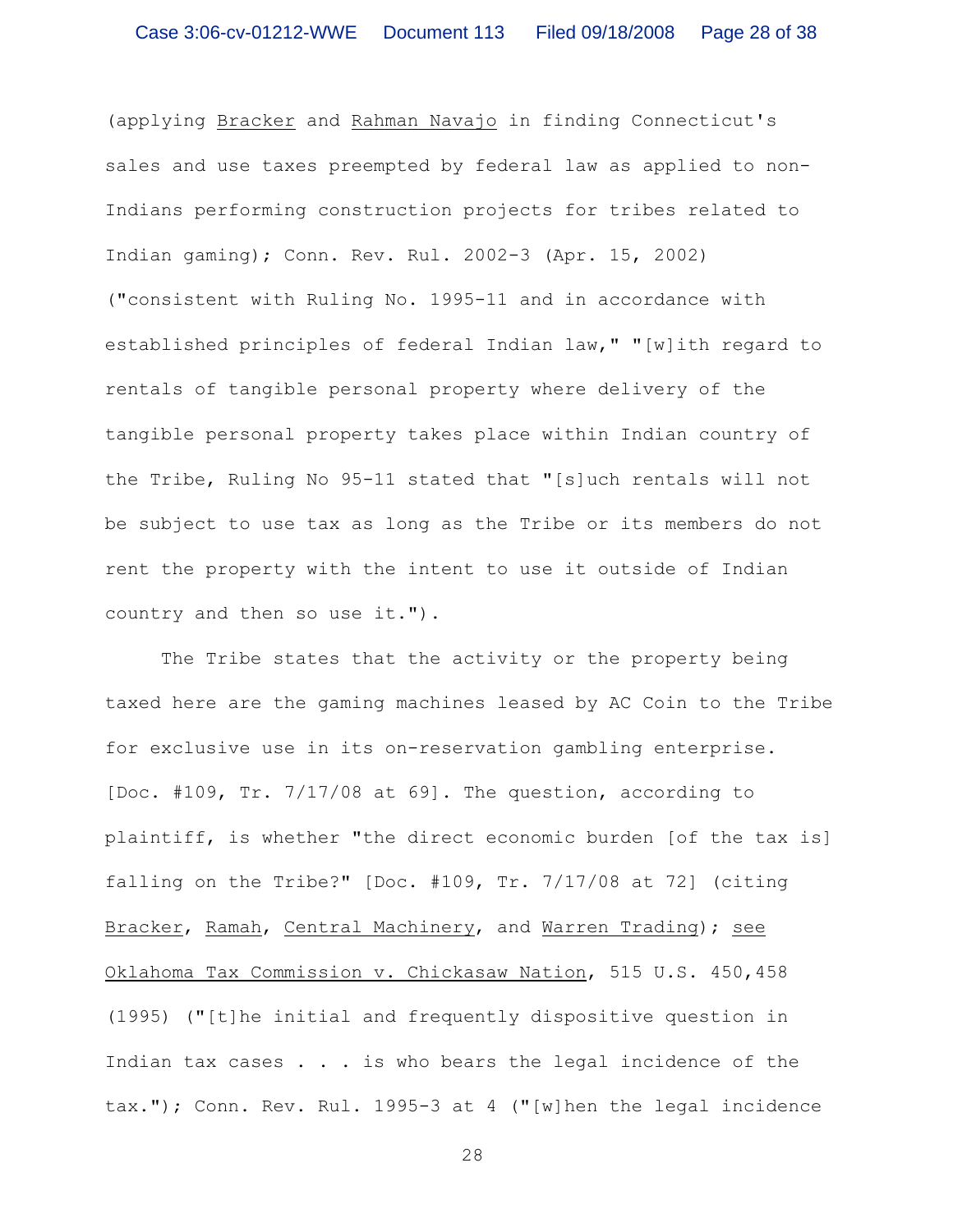(applying Bracker and Rahman Navajo in finding Connecticut's sales and use taxes preempted by federal law as applied to non-Indians performing construction projects for tribes related to Indian gaming); Conn. Rev. Rul. 2002-3 (Apr. 15, 2002) ("consistent with Ruling No. 1995-11 and in accordance with established principles of federal Indian law," "[w]ith regard to rentals of tangible personal property where delivery of the tangible personal property takes place within Indian country of the Tribe, Ruling No 95-11 stated that "[s]uch rentals will not be subject to use tax as long as the Tribe or its members do not rent the property with the intent to use it outside of Indian country and then so use it.").

The Tribe states that the activity or the property being taxed here are the gaming machines leased by AC Coin to the Tribe for exclusive use in its on-reservation gambling enterprise. [Doc. #109, Tr. 7/17/08 at 69]. The question, according to plaintiff, is whether "the direct economic burden [of the tax is] falling on the Tribe?" [Doc. #109, Tr. 7/17/08 at 72] (citing Bracker, Ramah, Central Machinery, and Warren Trading); see Oklahoma Tax Commission v. Chickasaw Nation, 515 U.S. 450,458 (1995) ("[t]he initial and frequently dispositive question in Indian tax cases . . . is who bears the legal incidence of the tax."); Conn. Rev. Rul. 1995-3 at 4 ("[w]hen the legal incidence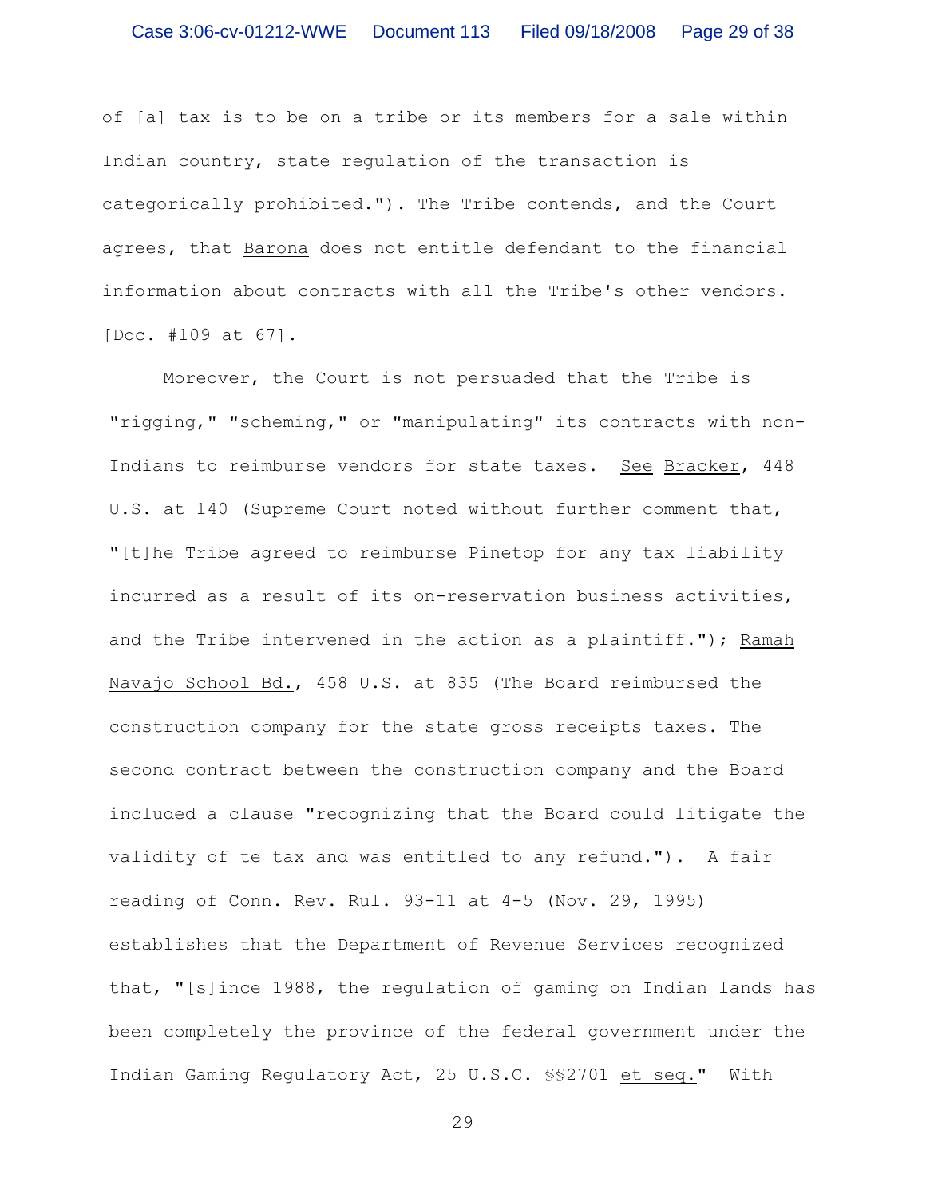of [a] tax is to be on a tribe or its members for a sale within Indian country, state regulation of the transaction is categorically prohibited."). The Tribe contends, and the Court agrees, that Barona does not entitle defendant to the financial information about contracts with all the Tribe's other vendors. [Doc. #109 at 67].

Moreover, the Court is not persuaded that the Tribe is "rigging," "scheming," or "manipulating" its contracts with non-Indians to reimburse vendors for state taxes. See Bracker, 448 U.S. at 140 (Supreme Court noted without further comment that, "[t]he Tribe agreed to reimburse Pinetop for any tax liability incurred as a result of its on-reservation business activities, and the Tribe intervened in the action as a plaintiff."); Ramah Navajo School Bd., 458 U.S. at 835 (The Board reimbursed the construction company for the state gross receipts taxes. The second contract between the construction company and the Board included a clause "recognizing that the Board could litigate the validity of te tax and was entitled to any refund."). A fair reading of Conn. Rev. Rul. 93-11 at 4-5 (Nov. 29, 1995) establishes that the Department of Revenue Services recognized that, "[s]ince 1988, the regulation of gaming on Indian lands has been completely the province of the federal government under the Indian Gaming Regulatory Act, 25 U.S.C. §§2701 et seq." With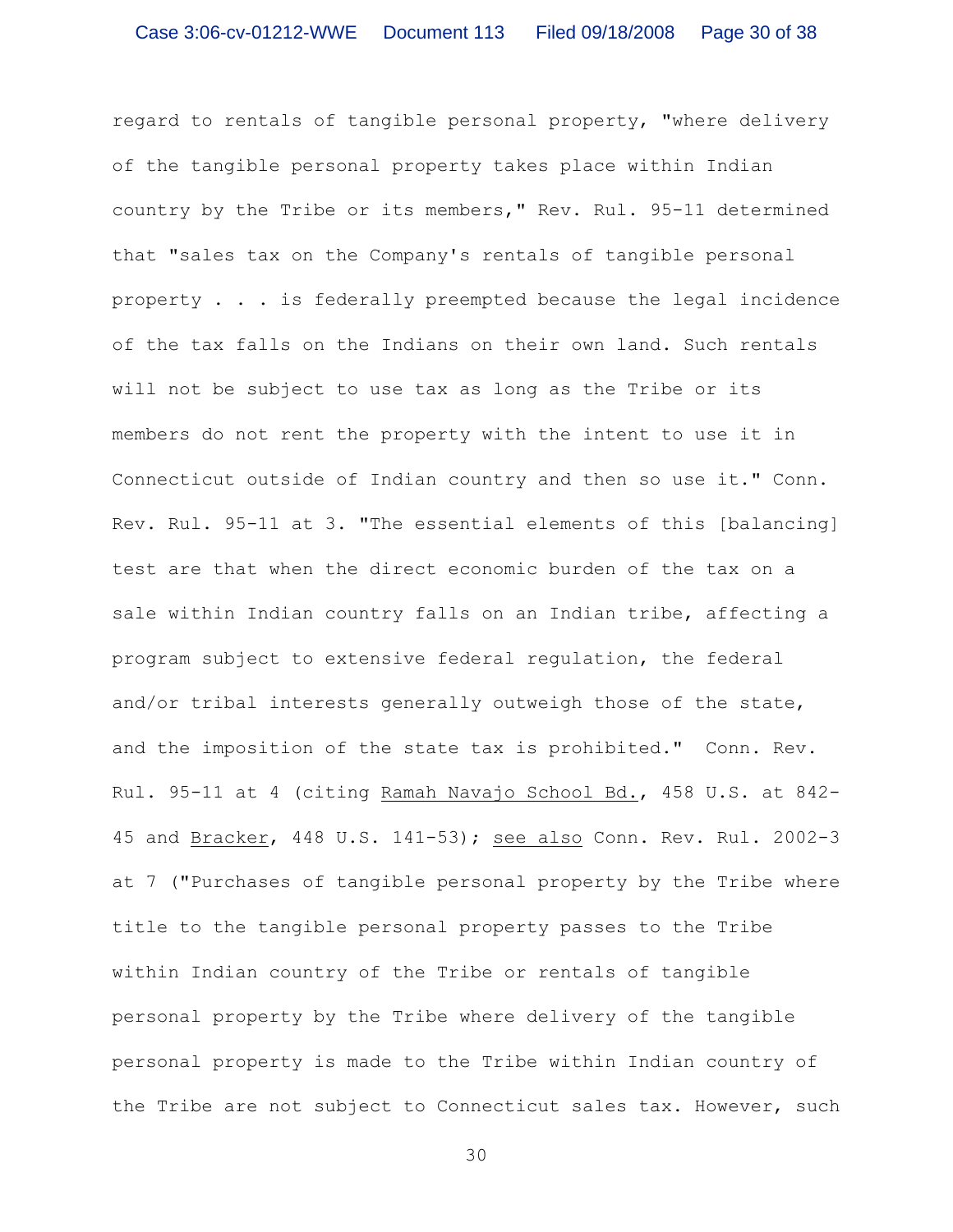regard to rentals of tangible personal property, "where delivery of the tangible personal property takes place within Indian country by the Tribe or its members," Rev. Rul. 95-11 determined that "sales tax on the Company's rentals of tangible personal property . . . is federally preempted because the legal incidence of the tax falls on the Indians on their own land. Such rentals will not be subject to use tax as long as the Tribe or its members do not rent the property with the intent to use it in Connecticut outside of Indian country and then so use it." Conn. Rev. Rul. 95-11 at 3. "The essential elements of this [balancing] test are that when the direct economic burden of the tax on a sale within Indian country falls on an Indian tribe, affecting a program subject to extensive federal regulation, the federal and/or tribal interests generally outweigh those of the state, and the imposition of the state tax is prohibited." Conn. Rev. Rul. 95-11 at 4 (citing <u>Ramah Navajo School Bd.</u>, 458 U.S. at 842-45 and <u>Bracker</u>, 448 U.S. 141-53); <u>see also</u> Conn. Rev. Rul. 2002-3 at 7 ("Purchases of tangible personal property by the Tribe where title to the tangible personal property passes to the Tribe within Indian country of the Tribe or rentals of tangible personal property by the Tribe where delivery of the tangible personal property is made to the Tribe within Indian country of the Tribe are not subject to Connecticut sales tax. However, such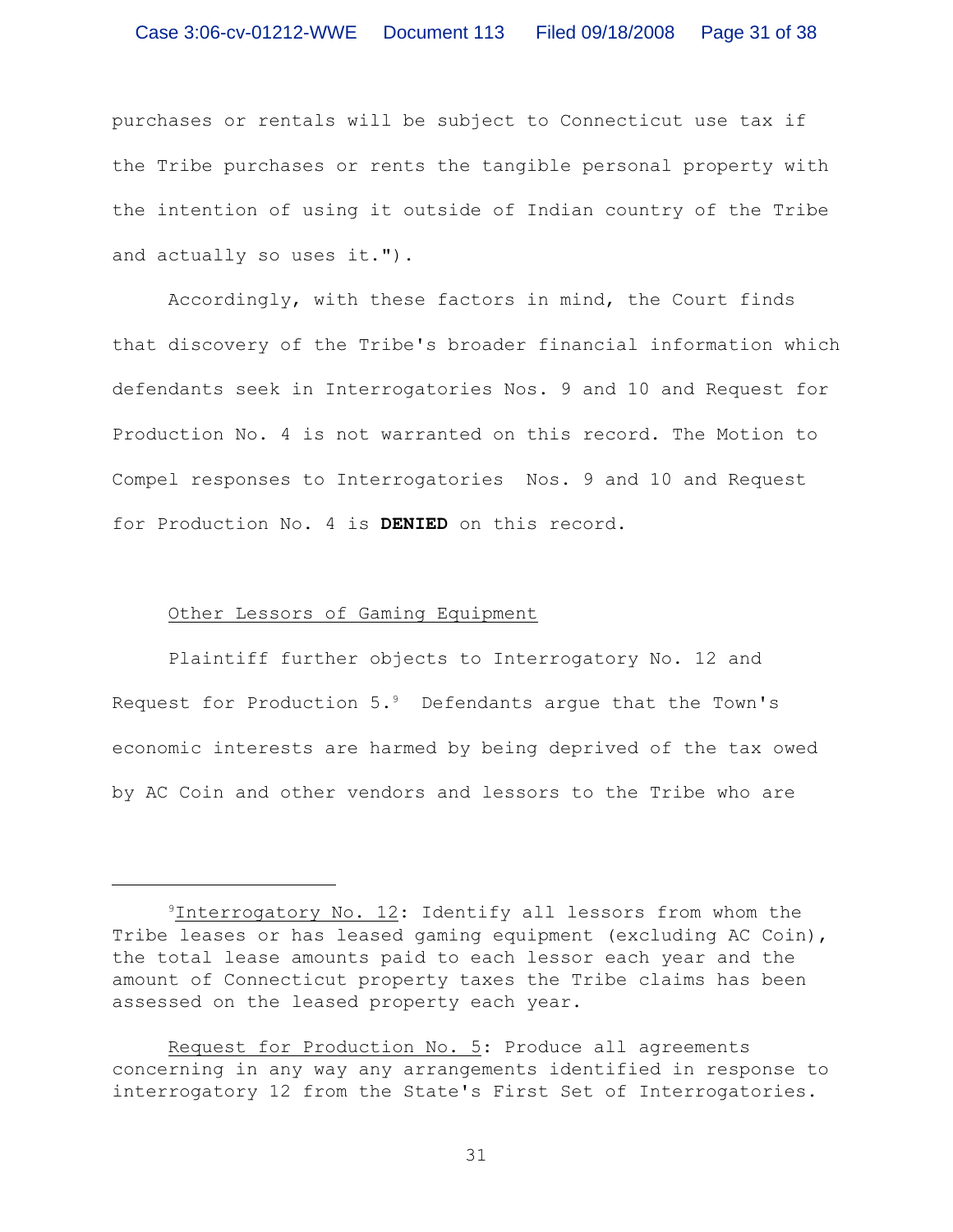purchases or rentals will be subject to Connecticut use tax if the Tribe purchases or rents the tangible personal property with the intention of using it outside of Indian country of the Tribe and actually so uses it.").

Accordingly, with these factors in mind, the Court finds that discovery of the Tribe's broader financial information which defendants seek in Interrogatories Nos. 9 and 10 and Request for Production No. 4 is not warranted on this record. The Motion to Compel responses to Interrogatories Nos. 9 and 10 and Request for Production No. 4 is **DENIED** on this record.

Other Lessors of Gaming Equipment

Plaintiff further objects to Interrogatory No. 12 and Request for Production 5.[9] Defendants argue that the Town's economic interests are harmed by being deprived of the tax owed by AC Coin and other vendors and lessors to the Tribe who are

---

[9] Interrogatory No. 12: Identify all lessors from whom the Tribe leases or has leased gaming equipment (excluding AC Coin), the total lease amounts paid to each lessor each year and the amount of Connecticut property taxes the Tribe claims has been assessed on the leased property each year.

Request for Production No. 5: Produce all agreements concerning in any way any arrangements identified in response to interrogatory 12 from the State's First Set of Interrogatories.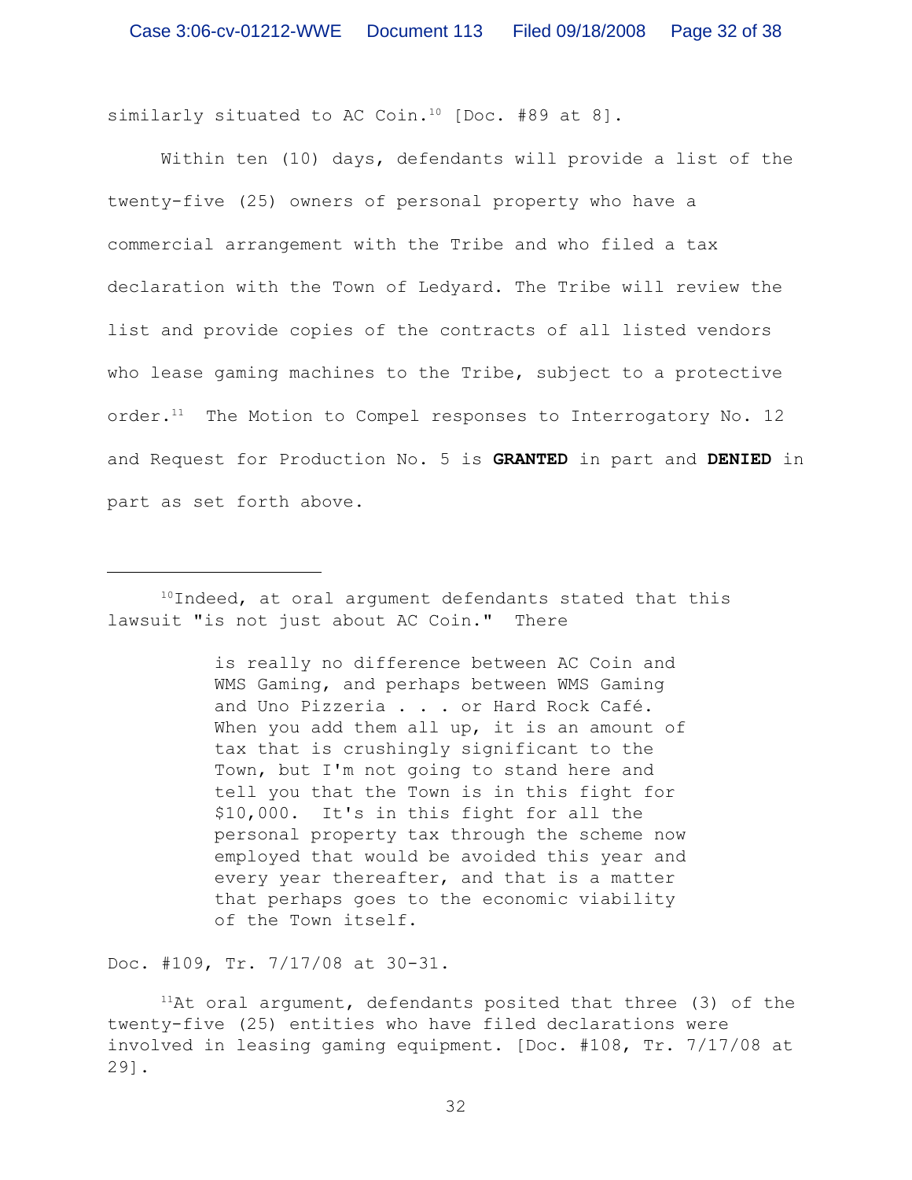similarly situated to AC Coin.[10] [Doc. #89 at 8].

Within ten (10) days, defendants will provide a list of the twenty-five (25) owners of personal property who have a commercial arrangement with the Tribe and who filed a tax declaration with the Town of Ledyard. The Tribe will review the list and provide copies of the contracts of all listed vendors who lease gaming machines to the Tribe, subject to a protective order.[11] The Motion to Compel responses to Interrogatory No. 12 and Request for Production No. 5 is **GRANTED** in part and **DENIED** in part as set forth above.

---

[10]Indeed, at oral argument defendants stated that this lawsuit "is not just about AC Coin." There

> is really no difference between AC Coin and WMS Gaming, and perhaps between WMS Gaming and Uno Pizzeria . . . or Hard Rock Café. When you add them all up, it is an amount of tax that is crushingly significant to the Town, but I'm not going to stand here and tell you that the Town is in this fight for $10,000. It's in this fight for all the personal property tax through the scheme now employed that would be avoided this year and every year thereafter, and that is a matter that perhaps goes to the economic viability of the Town itself.

Doc. #109, Tr. 7/17/08 at 30-31.

[11]At oral argument, defendants posited that three (3) of the twenty-five (25) entities who have filed declarations were involved in leasing gaming equipment. [Doc. #108, Tr. 7/17/08 at 29].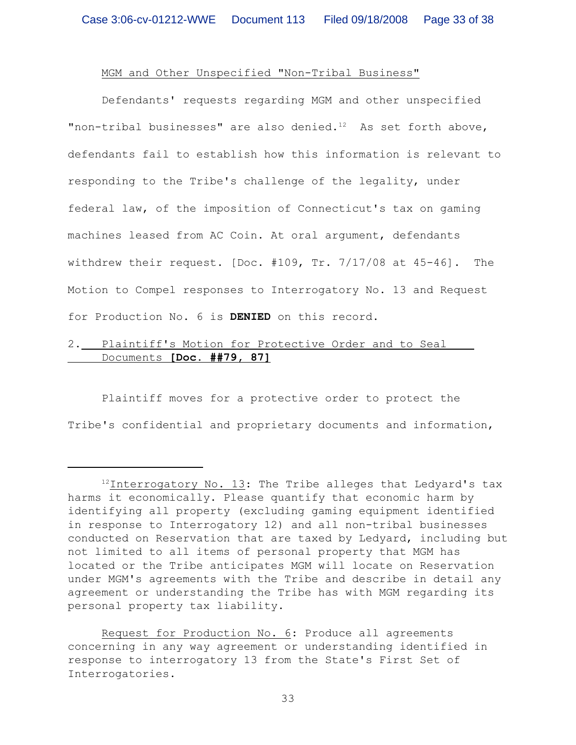MGM and Other Unspecified "Non-Tribal Business"

Defendants' requests regarding MGM and other unspecified "non-tribal businesses" are also denied.[12] As set forth above, defendants fail to establish how this information is relevant to responding to the Tribe's challenge of the legality, under federal law, of the imposition of Connecticut's tax on gaming machines leased from AC Coin. At oral argument, defendants withdrew their request. [Doc. #109, Tr. 7/17/08 at 45-46]. The Motion to Compel responses to Interrogatory No. 13 and Request for Production No. 6 is **DENIED** on this record.

## 2. Plaintiff's Motion for Protective Order and to Seal Documents **[Doc. ##79, 87]**

Plaintiff moves for a protective order to protect the Tribe's confidential and proprietary documents and information,

---

[12] Interrogatory No. 13: The Tribe alleges that Ledyard's tax harms it economically. Please quantify that economic harm by identifying all property (excluding gaming equipment identified in response to Interrogatory 12) and all non-tribal businesses conducted on Reservation that are taxed by Ledyard, including but not limited to all items of personal property that MGM has located or the Tribe anticipates MGM will locate on Reservation under MGM's agreements with the Tribe and describe in detail any agreement or understanding the Tribe has with MGM regarding its personal property tax liability.

Request for Production No. 6: Produce all agreements concerning in any way agreement or understanding identified in response to interrogatory 13 from the State's First Set of Interrogatories.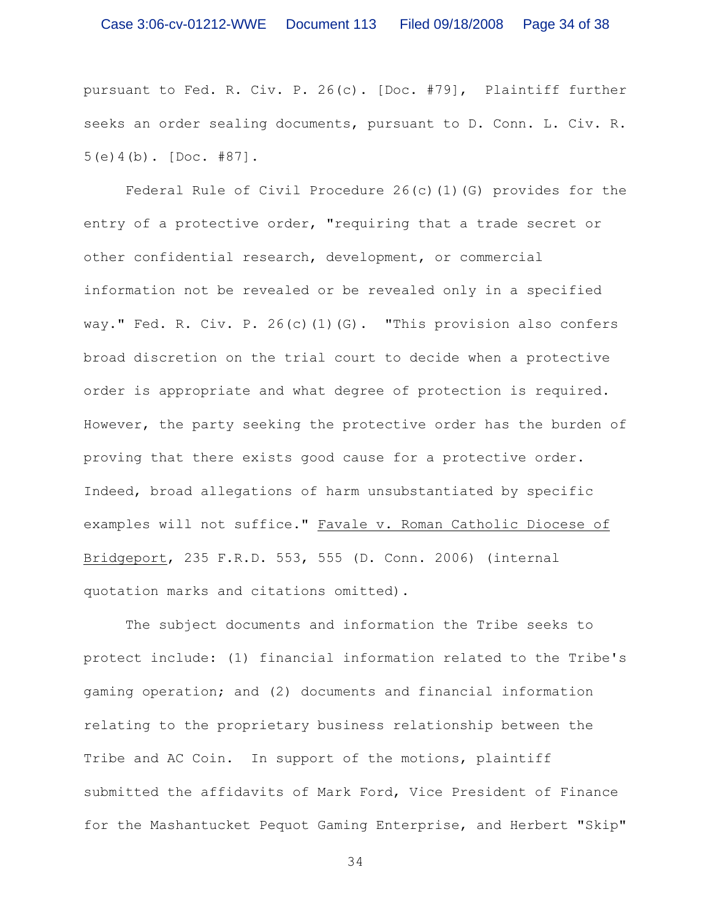pursuant to Fed. R. Civ. P. 26(c). [Doc. #79], Plaintiff further seeks an order sealing documents, pursuant to D. Conn. L. Civ. R. 5(e)4(b). [Doc. #87].

Federal Rule of Civil Procedure 26(c)(1)(G) provides for the entry of a protective order, "requiring that a trade secret or other confidential research, development, or commercial information not be revealed or be revealed only in a specified way." Fed. R. Civ. P. 26(c)(1)(G). "This provision also confers broad discretion on the trial court to decide when a protective order is appropriate and what degree of protection is required. However, the party seeking the protective order has the burden of proving that there exists good cause for a protective order. Indeed, broad allegations of harm unsubstantiated by specific examples will not suffice." Favale v. Roman Catholic Diocese of Bridgeport, 235 F.R.D. 553, 555 (D. Conn. 2006) (internal quotation marks and citations omitted).

The subject documents and information the Tribe seeks to protect include: (1) financial information related to the Tribe's gaming operation; and (2) documents and financial information relating to the proprietary business relationship between the Tribe and AC Coin. In support of the motions, plaintiff submitted the affidavits of Mark Ford, Vice President of Finance for the Mashantucket Pequot Gaming Enterprise, and Herbert "Skip"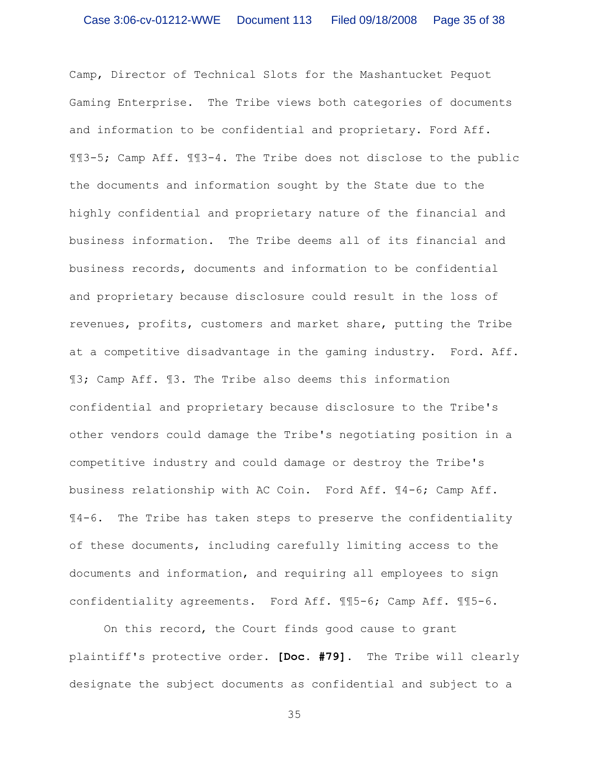Camp, Director of Technical Slots for the Mashantucket Pequot Gaming Enterprise. The Tribe views both categories of documents and information to be confidential and proprietary. Ford Aff. ¶¶3-5; Camp Aff. ¶¶3-4. The Tribe does not disclose to the public the documents and information sought by the State due to the highly confidential and proprietary nature of the financial and business information. The Tribe deems all of its financial and business records, documents and information to be confidential and proprietary because disclosure could result in the loss of revenues, profits, customers and market share, putting the Tribe at a competitive disadvantage in the gaming industry. Ford. Aff. ¶3; Camp Aff. ¶3. The Tribe also deems this information confidential and proprietary because disclosure to the Tribe's other vendors could damage the Tribe's negotiating position in a competitive industry and could damage or destroy the Tribe's business relationship with AC Coin. Ford Aff. ¶4-6; Camp Aff. ¶4-6. The Tribe has taken steps to preserve the confidentiality of these documents, including carefully limiting access to the documents and information, and requiring all employees to sign confidentiality agreements. Ford Aff. ¶¶5-6; Camp Aff. ¶¶5-6.

On this record, the Court finds good cause to grant plaintiff's protective order. **[Doc. #79]**. The Tribe will clearly designate the subject documents as confidential and subject to a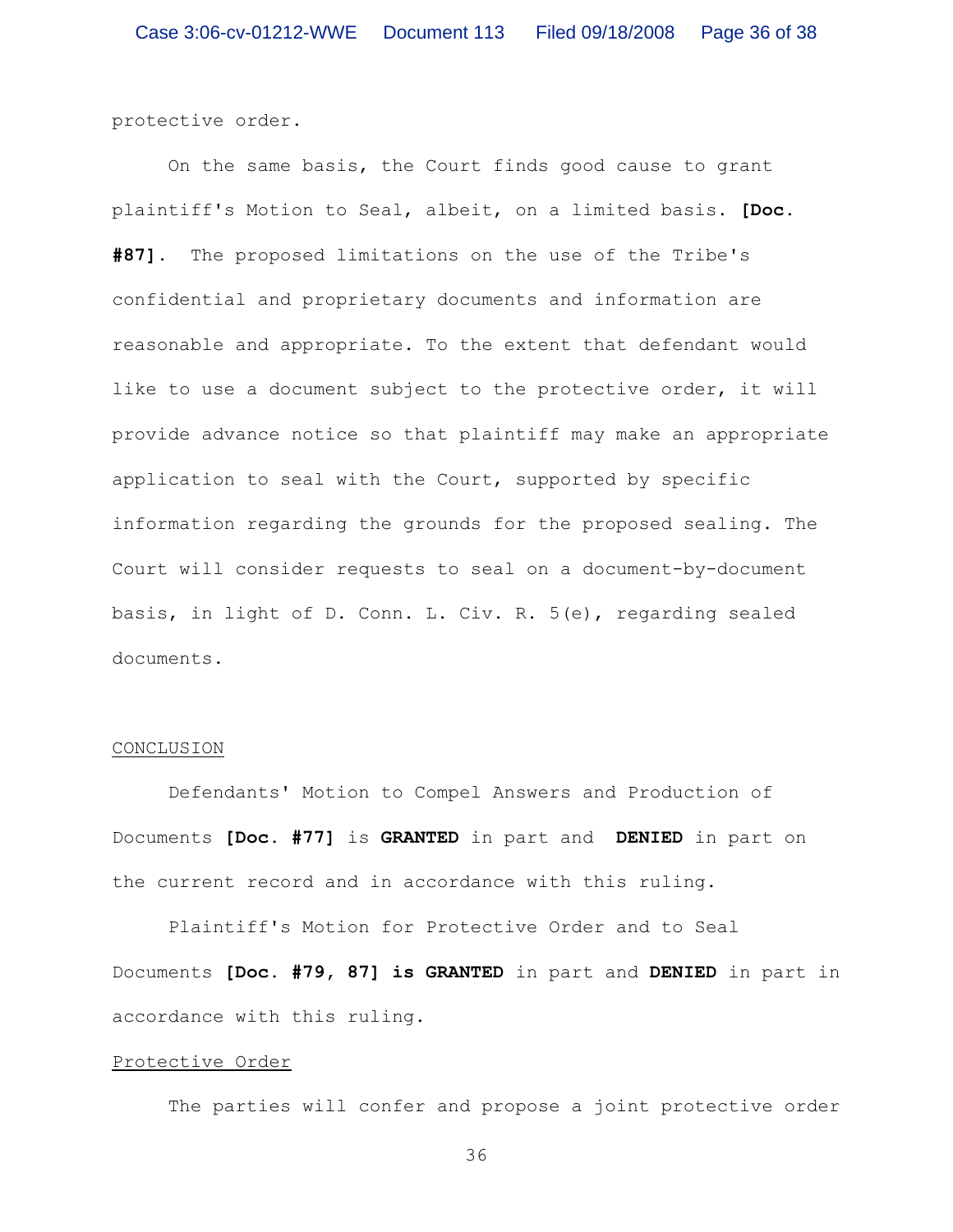protective order.

On the same basis, the Court finds good cause to grant plaintiff's Motion to Seal, albeit, on a limited basis. **[Doc. #87]**. The proposed limitations on the use of the Tribe's confidential and proprietary documents and information are reasonable and appropriate. To the extent that defendant would like to use a document subject to the protective order, it will provide advance notice so that plaintiff may make an appropriate application to seal with the Court, supported by specific information regarding the grounds for the proposed sealing. The Court will consider requests to seal on a document-by-document basis, in light of D. Conn. L. Civ. R. 5(e), regarding sealed documents.

<u>CONCLUSION</u>

Defendants' Motion to Compel Answers and Production of Documents **[Doc. #77]** is **GRANTED** in part and **DENIED** in part on the current record and in accordance with this ruling.

Plaintiff's Motion for Protective Order and to Seal Documents **[Doc. #79, 87] is GRANTED** in part and **DENIED** in part in accordance with this ruling.

<u>Protective Order</u>

The parties will confer and propose a joint protective order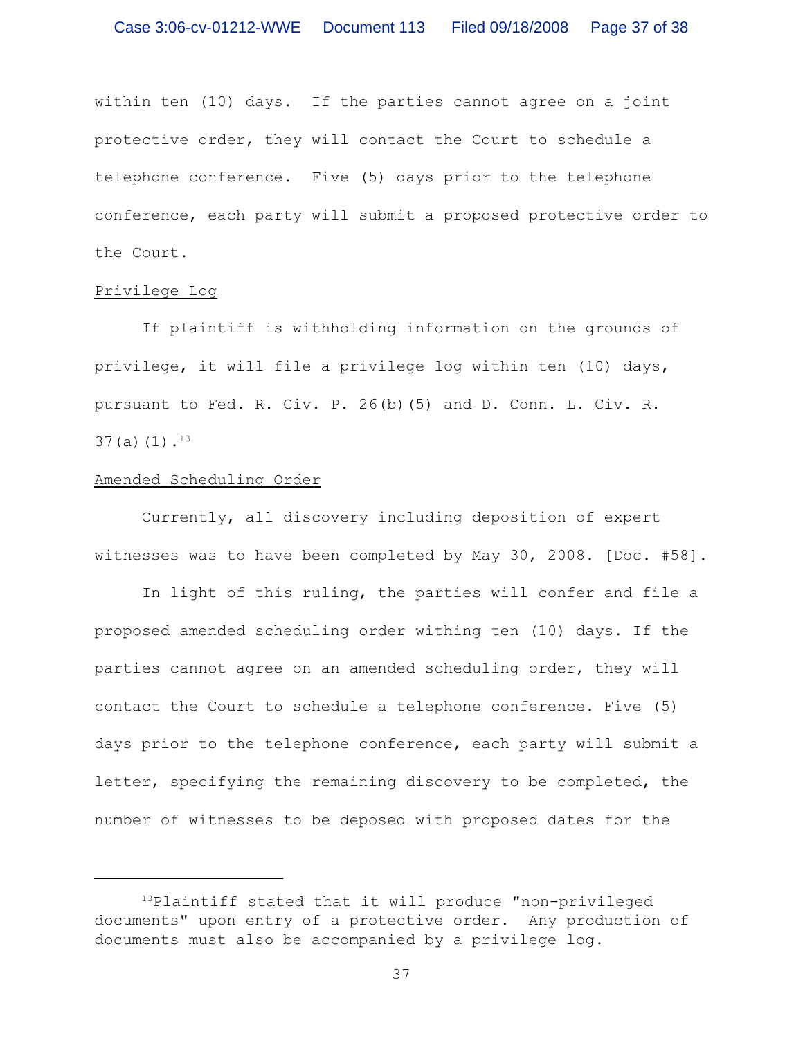within ten (10) days. If the parties cannot agree on a joint protective order, they will contact the Court to schedule a telephone conference. Five (5) days prior to the telephone conference, each party will submit a proposed protective order to the Court.

Privilege Log

If plaintiff is withholding information on the grounds of privilege, it will file a privilege log within ten (10) days, pursuant to Fed. R. Civ. P. 26(b)(5) and D. Conn. L. Civ. R. 37(a)(1).[13]

Amended Scheduling Order

Currently, all discovery including deposition of expert witnesses was to have been completed by May 30, 2008. [Doc. #58].

In light of this ruling, the parties will confer and file a proposed amended scheduling order withing ten (10) days. If the parties cannot agree on an amended scheduling order, they will contact the Court to schedule a telephone conference. Five (5) days prior to the telephone conference, each party will submit a letter, specifying the remaining discovery to be completed, the number of witnesses to be deposed with proposed dates for the

---

[13]Plaintiff stated that it will produce "non-privileged documents" upon entry of a protective order. Any production of documents must also be accompanied by a privilege log.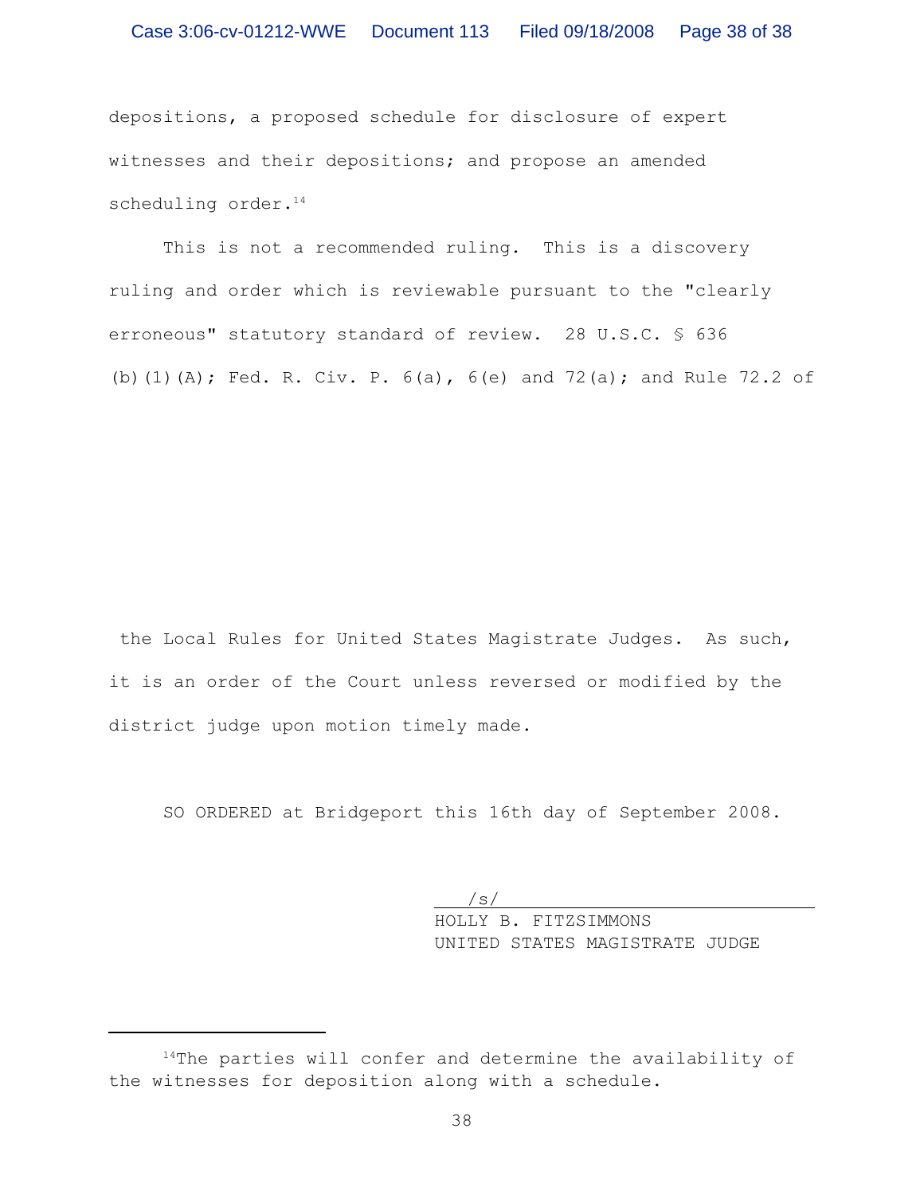depositions, a proposed schedule for disclosure of expert witnesses and their depositions; and propose an amended scheduling order.[14]

This is not a recommended ruling. This is a discovery ruling and order which is reviewable pursuant to the "clearly erroneous" statutory standard of review. 28 U.S.C. § 636 (b)(1)(A); Fed. R. Civ. P. 6(a), 6(e) and 72(a); and Rule 72.2 of the Local Rules for United States Magistrate Judges. As such, it is an order of the Court unless reversed or modified by the district judge upon motion timely made.

SO ORDERED at Bridgeport this 16th day of September 2008.

/s/
HOLLY B. FITZSIMMONS
UNITED STATES MAGISTRATE JUDGE

---

[14] The parties will confer and determine the availability of the witnesses for deposition along with a schedule.